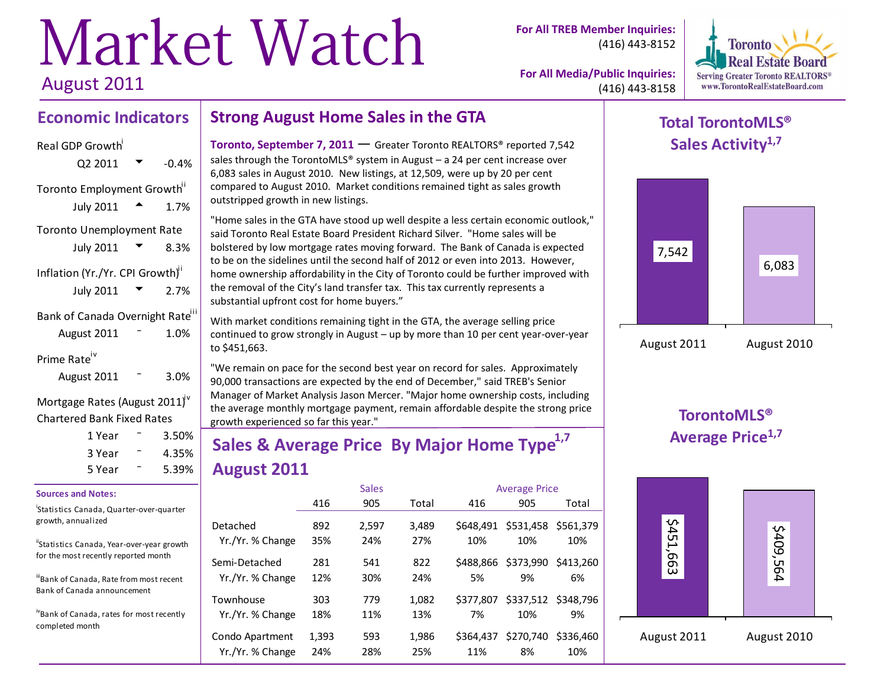# Market Watch

August 2011

**For All TREB Member Inquiries:** (416) 443-8152

**For All Media/Public Inquiries:** (416) 443-8158

Toronto Real Estate Board
Serving Greater Toronto REALTORS®
www.TorontoRealEstateBoard.com

## Economic Indicators

| Indicator | Period | | Value |
|---|---|---|---|
| Real GDP Growth[i] | Q2 2011 | ▼ | -0.4% |
| Toronto Employment Growth[ii] | July 2011 | ▲ | 1.7% |
| Toronto Unemployment Rate | July 2011 | ▼ | 8.3% |
| Inflation (Yr./Yr. CPI Growth)[ii] | July 2011 | ▼ | 2.7% |
| Bank of Canada Overnight Rate[iii] | August 2011 | – | 1.0% |
| Prime Rate[iv] | August 2011 | – | 3.0% |

**Mortgage Rates (August 2011)[iv]**
**Chartered Bank Fixed Rates**

| Term | | Rate |
|---|---|---|
| 1 Year | – | 3.50% |
| 3 Year | – | 4.35% |
| 5 Year | – | 5.39% |

**Sources and Notes:**

[i] Statistics Canada, Quarter-over-quarter growth, annualized

[ii] Statistics Canada, Year-over-year growth for the most recently reported month

[iii] Bank of Canada, Rate from most recent Bank of Canada announcement

[iv] Bank of Canada, rates for most recently completed month

## Strong August Home Sales in the GTA

**Toronto, September 7, 2011** — Greater Toronto REALTORS® reported 7,542 sales through the TorontoMLS® system in August – a 24 per cent increase over 6,083 sales in August 2010. New listings, at 12,509, were up by 20 per cent compared to August 2010. Market conditions remained tight as sales growth outstripped growth in new listings.

"Home sales in the GTA have stood up well despite a less certain economic outlook," said Toronto Real Estate Board President Richard Silver. "Home sales will be bolstered by low mortgage rates moving forward. The Bank of Canada is expected to be on the sidelines until the second half of 2012 or even into 2013. However, home ownership affordability in the City of Toronto could be further improved with the removal of the City's land transfer tax. This tax currently represents a substantial upfront cost for home buyers."

With market conditions remaining tight in the GTA, the average selling price continued to grow strongly in August – up by more than 10 per cent year-over-year to $451,663.

"We remain on pace for the second best year on record for sales. Approximately 90,000 transactions are expected by the end of December," said TREB's Senior Manager of Market Analysis Jason Mercer. "Major home ownership costs, including the average monthly mortgage payment, remain affordable despite the strong price growth experienced so far this year."

## Sales & Average Price By Major Home Type[1,7] August 2011

| | Sales | | | Average Price | | |
|---|---|---|---|---|---|---|
| | 416 | 905 | Total | 416 | 905 | Total |
| Detached | 892 | 2,597 | 3,489 | $648,491 | $531,458 | $561,379 |
| Yr./Yr. % Change | 35% | 24% | 27% | 10% | 10% | 10% |
| Semi-Detached | 281 | 541 | 822 | $488,866 | $373,990 | $413,260 |
| Yr./Yr. % Change | 12% | 30% | 24% | 5% | 9% | 6% |
| Townhouse | 303 | 779 | 1,082 | $377,807 | $337,512 | $348,796 |
| Yr./Yr. % Change | 18% | 11% | 13% | 7% | 10% | 9% |
| Condo Apartment | 1,393 | 593 | 1,986 | $364,437 | $270,740 | $336,460 |
| Yr./Yr. % Change | 24% | 28% | 25% | 11% | 8% | 10% |

## Total TorontoMLS® Sales Activity[1,7]

| August 2011 | August 2010 |
|---|---|
| 7,542 | 6,083 |

## TorontoMLS® Average Price[1,7]

| August 2011 | August 2010 |
|---|---|
| $451,663 | $409,564 |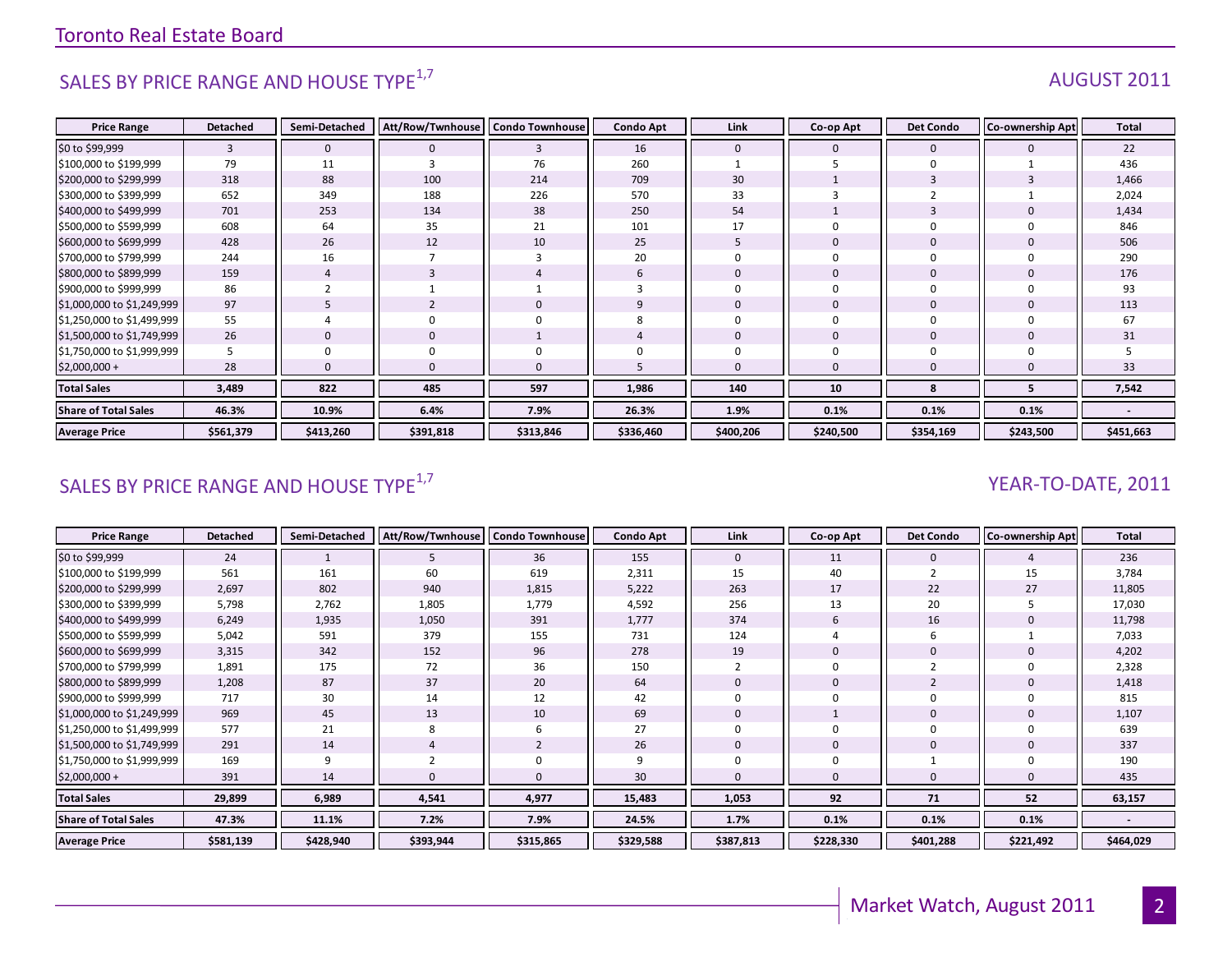Toronto Real Estate Board

## SALES BY PRICE RANGE AND HOUSE TYPE[1,7]

AUGUST 2011

| Price Range | Detached | Semi-Detached | Att/Row/Twnhouse | Condo Townhouse | Condo Apt | Link | Co-op Apt | Det Condo | Co-ownership Apt | Total |
|---|---|---|---|---|---|---|---|---|---|---|
| $0 to $99,999 | 3 | 0 | 0 | 3 | 16 | 0 | 0 | 0 | 0 | 22 |
| $100,000 to $199,999 | 79 | 11 | 3 | 76 | 260 | 1 | 5 | 0 | 1 | 436 |
| $200,000 to $299,999 | 318 | 88 | 100 | 214 | 709 | 30 | 1 | 3 | 3 | 1,466 |
| $300,000 to $399,999 | 652 | 349 | 188 | 226 | 570 | 33 | 3 | 2 | 1 | 2,024 |
| $400,000 to $499,999 | 701 | 253 | 134 | 38 | 250 | 54 | 1 | 3 | 0 | 1,434 |
| $500,000 to $599,999 | 608 | 64 | 35 | 21 | 101 | 17 | 0 | 0 | 0 | 846 |
| $600,000 to $699,999 | 428 | 26 | 12 | 10 | 25 | 5 | 0 | 0 | 0 | 506 |
| $700,000 to $799,999 | 244 | 16 | 7 | 3 | 20 | 0 | 0 | 0 | 0 | 290 |
| $800,000 to $899,999 | 159 | 4 | 3 | 4 | 6 | 0 | 0 | 0 | 0 | 176 |
| $900,000 to $999,999 | 86 | 2 | 1 | 1 | 3 | 0 | 0 | 0 | 0 | 93 |
| $1,000,000 to $1,249,999 | 97 | 5 | 2 | 0 | 9 | 0 | 0 | 0 | 0 | 113 |
| $1,250,000 to $1,499,999 | 55 | 4 | 0 | 0 | 8 | 0 | 0 | 0 | 0 | 67 |
| $1,500,000 to $1,749,999 | 26 | 0 | 0 | 1 | 4 | 0 | 0 | 0 | 0 | 31 |
| $1,750,000 to $1,999,999 | 5 | 0 | 0 | 0 | 0 | 0 | 0 | 0 | 0 | 5 |
| $2,000,000 + | 28 | 0 | 0 | 0 | 5 | 0 | 0 | 0 | 0 | 33 |
| **Total Sales** | **3,489** | **822** | **485** | **597** | **1,986** | **140** | **10** | **8** | **5** | **7,542** |
| **Share of Total Sales** | **46.3%** | **10.9%** | **6.4%** | **7.9%** | **26.3%** | **1.9%** | **0.1%** | **0.1%** | **0.1%** | **-** |
| **Average Price** | **$561,379** | **$413,260** | **$391,818** | **$313,846** | **$336,460** | **$400,206** | **$240,500** | **$354,169** | **$243,500** | **$451,663** |

## SALES BY PRICE RANGE AND HOUSE TYPE[1,7]

YEAR-TO-DATE, 2011

| Price Range | Detached | Semi-Detached | Att/Row/Twnhouse | Condo Townhouse | Condo Apt | Link | Co-op Apt | Det Condo | Co-ownership Apt | Total |
|---|---|---|---|---|---|---|---|---|---|---|
| $0 to $99,999 | 24 | 1 | 5 | 36 | 155 | 0 | 11 | 0 | 4 | 236 |
| $100,000 to $199,999 | 561 | 161 | 60 | 619 | 2,311 | 15 | 40 | 2 | 15 | 3,784 |
| $200,000 to $299,999 | 2,697 | 802 | 940 | 1,815 | 5,222 | 263 | 17 | 22 | 27 | 11,805 |
| $300,000 to $399,999 | 5,798 | 2,762 | 1,805 | 1,779 | 4,592 | 256 | 13 | 20 | 5 | 17,030 |
| $400,000 to $499,999 | 6,249 | 1,935 | 1,050 | 391 | 1,777 | 374 | 6 | 16 | 0 | 11,798 |
| $500,000 to $599,999 | 5,042 | 591 | 379 | 155 | 731 | 124 | 4 | 6 | 1 | 7,033 |
| $600,000 to $699,999 | 3,315 | 342 | 152 | 96 | 278 | 19 | 0 | 0 | 0 | 4,202 |
| $700,000 to $799,999 | 1,891 | 175 | 72 | 36 | 150 | 2 | 0 | 2 | 0 | 2,328 |
| $800,000 to $899,999 | 1,208 | 87 | 37 | 20 | 64 | 0 | 0 | 2 | 0 | 1,418 |
| $900,000 to $999,999 | 717 | 30 | 14 | 12 | 42 | 0 | 0 | 0 | 0 | 815 |
| $1,000,000 to $1,249,999 | 969 | 45 | 13 | 10 | 69 | 0 | 1 | 0 | 0 | 1,107 |
| $1,250,000 to $1,499,999 | 577 | 21 | 8 | 6 | 27 | 0 | 0 | 0 | 0 | 639 |
| $1,500,000 to $1,749,999 | 291 | 14 | 4 | 2 | 26 | 0 | 0 | 0 | 0 | 337 |
| $1,750,000 to $1,999,999 | 169 | 9 | 2 | 0 | 9 | 0 | 0 | 1 | 0 | 190 |
| $2,000,000 + | 391 | 14 | 0 | 0 | 30 | 0 | 0 | 0 | 0 | 435 |
| **Total Sales** | **29,899** | **6,989** | **4,541** | **4,977** | **15,483** | **1,053** | **92** | **71** | **52** | **63,157** |
| **Share of Total Sales** | **47.3%** | **11.1%** | **7.2%** | **7.9%** | **24.5%** | **1.7%** | **0.1%** | **0.1%** | **0.1%** | **-** |
| **Average Price** | **$581,139** | **$428,940** | **$393,944** | **$315,865** | **$329,588** | **$387,813** | **$228,330** | **$401,288** | **$221,492** | **$464,029** |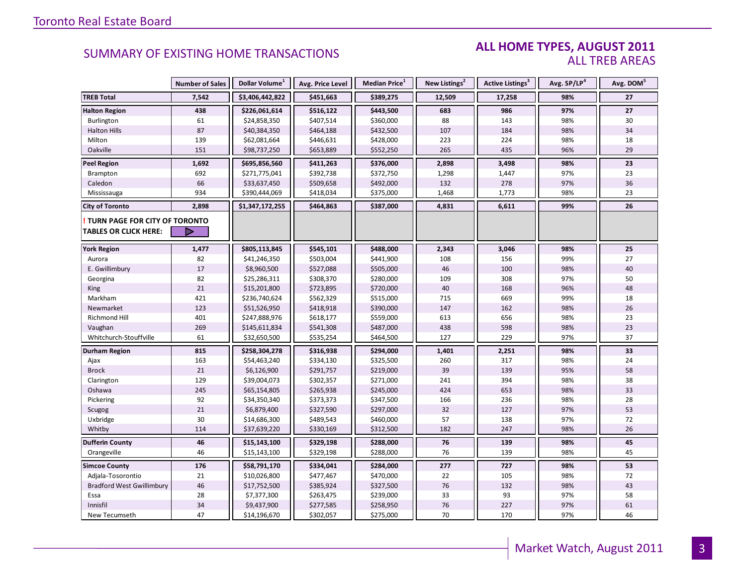## SUMMARY OF EXISTING HOME TRANSACTIONS

### ALL HOME TYPES, AUGUST 2011
### ALL TREB AREAS

| | Number of Sales | Dollar Volume[1] | Avg. Price Level | Median Price[1] | New Listings[2] | Active Listings[3] | Avg. SP/LP[4] | Avg. DOM[5] |
|---|---|---|---|---|---|---|---|---|
| **TREB Total** | **7,542** | **$3,406,442,822** | **$451,663** | **$389,275** | **12,509** | **17,258** | **98%** | **27** |
| **Halton Region** | **438** | **$226,061,614** | **$516,122** | **$443,500** | **683** | **986** | **97%** | **27** |
| Burlington | 61 | $24,858,350 | $407,514 | $360,000 | 88 | 143 | 98% | 30 |
| Halton Hills | 87 | $40,384,350 | $464,188 | $432,500 | 107 | 184 | 98% | 34 |
| Milton | 139 | $62,081,664 | $446,631 | $428,000 | 223 | 224 | 98% | 18 |
| Oakville | 151 | $98,737,250 | $653,889 | $552,250 | 265 | 435 | 96% | 29 |
| **Peel Region** | **1,692** | **$695,856,560** | **$411,263** | **$376,000** | **2,898** | **3,498** | **98%** | **23** |
| Brampton | 692 | $271,775,041 | $392,738 | $372,750 | 1,298 | 1,447 | 97% | 23 |
| Caledon | 66 | $33,637,450 | $509,658 | $492,000 | 132 | 278 | 97% | 36 |
| Mississauga | 934 | $390,444,069 | $418,034 | $375,000 | 1,468 | 1,773 | 98% | 23 |
| **City of Toronto** | **2,898** | **$1,347,172,255** | **$464,863** | **$387,000** | **4,831** | **6,611** | **99%** | **26** |
| **! TURN PAGE FOR CITY OF TORONTO TABLES OR CLICK HERE:** | | | | | | | | |
| **York Region** | **1,477** | **$805,113,845** | **$545,101** | **$488,000** | **2,343** | **3,046** | **98%** | **25** |
| Aurora | 82 | $41,246,350 | $503,004 | $441,900 | 108 | 156 | 99% | 27 |
| E. Gwillimbury | 17 | $8,960,500 | $527,088 | $505,000 | 46 | 100 | 98% | 40 |
| Georgina | 82 | $25,286,311 | $308,370 | $280,000 | 109 | 308 | 97% | 50 |
| King | 21 | $15,201,800 | $723,895 | $720,000 | 40 | 168 | 96% | 48 |
| Markham | 421 | $236,740,624 | $562,329 | $515,000 | 715 | 669 | 99% | 18 |
| Newmarket | 123 | $51,526,950 | $418,918 | $390,000 | 147 | 162 | 98% | 26 |
| Richmond Hill | 401 | $247,888,976 | $618,177 | $559,000 | 613 | 656 | 98% | 23 |
| Vaughan | 269 | $145,611,834 | $541,308 | $487,000 | 438 | 598 | 98% | 23 |
| Whitchurch-Stouffville | 61 | $32,650,500 | $535,254 | $464,500 | 127 | 229 | 97% | 37 |
| **Durham Region** | **815** | **$258,304,278** | **$316,938** | **$294,000** | **1,401** | **2,251** | **98%** | **33** |
| Ajax | 163 | $54,463,240 | $334,130 | $325,500 | 260 | 317 | 98% | 24 |
| Brock | 21 | $6,126,900 | $291,757 | $219,000 | 39 | 139 | 95% | 58 |
| Clarington | 129 | $39,004,073 | $302,357 | $271,000 | 241 | 394 | 98% | 38 |
| Oshawa | 245 | $65,154,805 | $265,938 | $245,000 | 424 | 653 | 98% | 33 |
| Pickering | 92 | $34,350,340 | $373,373 | $347,500 | 166 | 236 | 98% | 28 |
| Scugog | 21 | $6,879,400 | $327,590 | $297,000 | 32 | 127 | 97% | 53 |
| Uxbridge | 30 | $14,686,300 | $489,543 | $460,000 | 57 | 138 | 97% | 72 |
| Whitby | 114 | $37,639,220 | $330,169 | $312,500 | 182 | 247 | 98% | 26 |
| **Dufferin County** | **46** | **$15,143,100** | **$329,198** | **$288,000** | **76** | **139** | **98%** | **45** |
| Orangeville | 46 | $15,143,100 | $329,198 | $288,000 | 76 | 139 | 98% | 45 |
| **Simcoe County** | **176** | **$58,791,170** | **$334,041** | **$284,000** | **277** | **727** | **98%** | **53** |
| Adjala-Tosorontio | 21 | $10,026,800 | $477,467 | $470,000 | 22 | 105 | 98% | 72 |
| Bradford West Gwillimbury | 46 | $17,752,500 | $385,924 | $327,500 | 76 | 132 | 98% | 43 |
| Essa | 28 | $7,377,300 | $263,475 | $239,000 | 33 | 93 | 97% | 58 |
| Innisfil | 34 | $9,437,900 | $277,585 | $258,950 | 76 | 227 | 97% | 61 |
| New Tecumseth | 47 | $14,196,670 | $302,057 | $275,000 | 70 | 170 | 97% | 46 |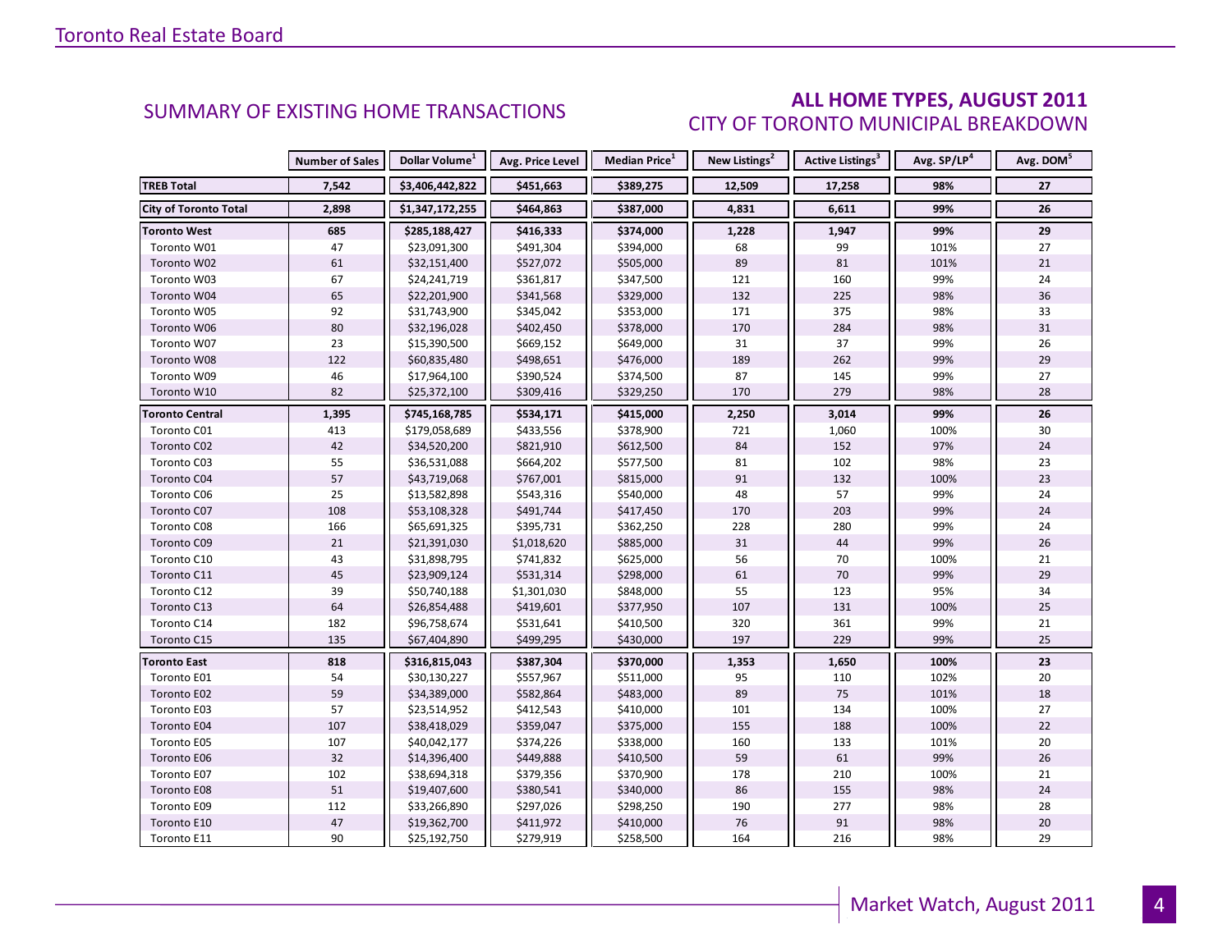## SUMMARY OF EXISTING HOME TRANSACTIONS

### ALL HOME TYPES, AUGUST 2011
### CITY OF TORONTO MUNICIPAL BREAKDOWN

| | Number of Sales | Dollar Volume[1] | Avg. Price Level | Median Price[1] | New Listings[2] | Active Listings[3] | Avg. SP/LP[4] | Avg. DOM[5] |
|---|---|---|---|---|---|---|---|---|
| **TREB Total** | **7,542** | **$3,406,442,822** | **$451,663** | **$389,275** | **12,509** | **17,258** | **98%** | **27** |
| **City of Toronto Total** | **2,898** | **$1,347,172,255** | **$464,863** | **$387,000** | **4,831** | **6,611** | **99%** | **26** |
| **Toronto West** | **685** | **$285,188,427** | **$416,333** | **$374,000** | **1,228** | **1,947** | **99%** | **29** |
| Toronto W01 | 47 | $23,091,300 | $491,304 | $394,000 | 68 | 99 | 101% | 27 |
| Toronto W02 | 61 | $32,151,400 | $527,072 | $505,000 | 89 | 81 | 101% | 21 |
| Toronto W03 | 67 | $24,241,719 | $361,817 | $347,500 | 121 | 160 | 99% | 24 |
| Toronto W04 | 65 | $22,201,900 | $341,568 | $329,000 | 132 | 225 | 98% | 36 |
| Toronto W05 | 92 | $31,743,900 | $345,042 | $353,000 | 171 | 375 | 98% | 33 |
| Toronto W06 | 80 | $32,196,028 | $402,450 | $378,000 | 170 | 284 | 98% | 31 |
| Toronto W07 | 23 | $15,390,500 | $669,152 | $649,000 | 31 | 37 | 99% | 26 |
| Toronto W08 | 122 | $60,835,480 | $498,651 | $476,000 | 189 | 262 | 99% | 29 |
| Toronto W09 | 46 | $17,964,100 | $390,524 | $374,500 | 87 | 145 | 99% | 27 |
| Toronto W10 | 82 | $25,372,100 | $309,416 | $329,250 | 170 | 279 | 98% | 28 |
| **Toronto Central** | **1,395** | **$745,168,785** | **$534,171** | **$415,000** | **2,250** | **3,014** | **99%** | **26** |
| Toronto C01 | 413 | $179,058,689 | $433,556 | $378,900 | 721 | 1,060 | 100% | 30 |
| Toronto C02 | 42 | $34,520,200 | $821,910 | $612,500 | 84 | 152 | 97% | 24 |
| Toronto C03 | 55 | $36,531,088 | $664,202 | $577,500 | 81 | 102 | 98% | 23 |
| Toronto C04 | 57 | $43,719,068 | $767,001 | $815,000 | 91 | 132 | 100% | 23 |
| Toronto C06 | 25 | $13,582,898 | $543,316 | $540,000 | 48 | 57 | 99% | 24 |
| Toronto C07 | 108 | $53,108,328 | $491,744 | $417,450 | 170 | 203 | 99% | 24 |
| Toronto C08 | 166 | $65,691,325 | $395,731 | $362,250 | 228 | 280 | 99% | 24 |
| Toronto C09 | 21 | $21,391,030 | $1,018,620 | $885,000 | 31 | 44 | 99% | 26 |
| Toronto C10 | 43 | $31,898,795 | $741,832 | $625,000 | 56 | 70 | 100% | 21 |
| Toronto C11 | 45 | $23,909,124 | $531,314 | $298,000 | 61 | 70 | 99% | 29 |
| Toronto C12 | 39 | $50,740,188 | $1,301,030 | $848,000 | 55 | 123 | 95% | 34 |
| Toronto C13 | 64 | $26,854,488 | $419,601 | $377,950 | 107 | 131 | 100% | 25 |
| Toronto C14 | 182 | $96,758,674 | $531,641 | $410,500 | 320 | 361 | 99% | 21 |
| Toronto C15 | 135 | $67,404,890 | $499,295 | $430,000 | 197 | 229 | 99% | 25 |
| **Toronto East** | **818** | **$316,815,043** | **$387,304** | **$370,000** | **1,353** | **1,650** | **100%** | **23** |
| Toronto E01 | 54 | $30,130,227 | $557,967 | $511,000 | 95 | 110 | 102% | 20 |
| Toronto E02 | 59 | $34,389,000 | $582,864 | $483,000 | 89 | 75 | 101% | 18 |
| Toronto E03 | 57 | $23,514,952 | $412,543 | $410,000 | 101 | 134 | 100% | 27 |
| Toronto E04 | 107 | $38,418,029 | $359,047 | $375,000 | 155 | 188 | 100% | 22 |
| Toronto E05 | 107 | $40,042,177 | $374,226 | $338,000 | 160 | 133 | 101% | 20 |
| Toronto E06 | 32 | $14,396,400 | $449,888 | $410,500 | 59 | 61 | 99% | 26 |
| Toronto E07 | 102 | $38,694,318 | $379,356 | $370,900 | 178 | 210 | 100% | 21 |
| Toronto E08 | 51 | $19,407,600 | $380,541 | $340,000 | 86 | 155 | 98% | 24 |
| Toronto E09 | 112 | $33,266,890 | $297,026 | $298,250 | 190 | 277 | 98% | 28 |
| Toronto E10 | 47 | $19,362,700 | $411,972 | $410,000 | 76 | 91 | 98% | 20 |
| Toronto E11 | 90 | $25,192,750 | $279,919 | $258,500 | 164 | 216 | 98% | 29 |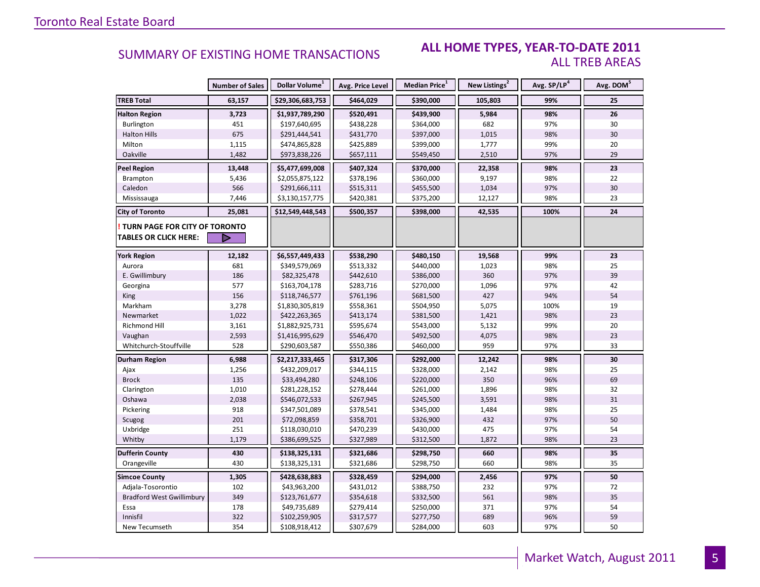## SUMMARY OF EXISTING HOME TRANSACTIONS

### ALL HOME TYPES, YEAR-TO-DATE 2011
### ALL TREB AREAS

| | Number of Sales | Dollar Volume[1] | Avg. Price Level | Median Price[1] | New Listings[2] | Avg. SP/LP[4] | Avg. DOM[5] |
|---|---|---|---|---|---|---|---|
| **TREB Total** | **63,157** | **$29,306,683,753** | **$464,029** | **$390,000** | **105,803** | **99%** | **25** |
| **Halton Region** | **3,723** | **$1,937,789,290** | **$520,491** | **$439,900** | **5,984** | **98%** | **26** |
| Burlington | 451 | $197,640,695 | $438,228 | $364,000 | 682 | 97% | 30 |
| Halton Hills | 675 | $291,444,541 | $431,770 | $397,000 | 1,015 | 98% | 30 |
| Milton | 1,115 | $474,865,828 | $425,889 | $399,000 | 1,777 | 99% | 20 |
| Oakville | 1,482 | $973,838,226 | $657,111 | $549,450 | 2,510 | 97% | 29 |
| **Peel Region** | **13,448** | **$5,477,699,008** | **$407,324** | **$370,000** | **22,358** | **98%** | **23** |
| Brampton | 5,436 | $2,055,875,122 | $378,196 | $360,000 | 9,197 | 98% | 22 |
| Caledon | 566 | $291,666,111 | $515,311 | $455,500 | 1,034 | 97% | 30 |
| Mississauga | 7,446 | $3,130,157,775 | $420,381 | $375,200 | 12,127 | 98% | 23 |
| **City of Toronto** | **25,081** | **$12,549,448,543** | **$500,357** | **$398,000** | **42,535** | **100%** | **24** |
| **! TURN PAGE FOR CITY OF TORONTO TABLES OR CLICK HERE:** | | | | | | | |
| **York Region** | **12,182** | **$6,557,449,433** | **$538,290** | **$480,150** | **19,568** | **99%** | **23** |
| Aurora | 681 | $349,579,069 | $513,332 | $440,000 | 1,023 | 98% | 25 |
| E. Gwillimbury | 186 | $82,325,478 | $442,610 | $386,000 | 360 | 97% | 39 |
| Georgina | 577 | $163,704,178 | $283,716 | $270,000 | 1,096 | 97% | 42 |
| King | 156 | $118,746,577 | $761,196 | $681,500 | 427 | 94% | 54 |
| Markham | 3,278 | $1,830,305,819 | $558,361 | $504,950 | 5,075 | 100% | 19 |
| Newmarket | 1,022 | $422,263,365 | $413,174 | $381,500 | 1,421 | 98% | 23 |
| Richmond Hill | 3,161 | $1,882,925,731 | $595,674 | $543,000 | 5,132 | 99% | 20 |
| Vaughan | 2,593 | $1,416,995,629 | $546,470 | $492,500 | 4,075 | 98% | 23 |
| Whitchurch-Stouffville | 528 | $290,603,587 | $550,386 | $460,000 | 959 | 97% | 33 |
| **Durham Region** | **6,988** | **$2,217,333,465** | **$317,306** | **$292,000** | **12,242** | **98%** | **30** |
| Ajax | 1,256 | $432,209,017 | $344,115 | $328,000 | 2,142 | 98% | 25 |
| Brock | 135 | $33,494,280 | $248,106 | $220,000 | 350 | 96% | 69 |
| Clarington | 1,010 | $281,228,152 | $278,444 | $261,000 | 1,896 | 98% | 32 |
| Oshawa | 2,038 | $546,072,533 | $267,945 | $245,500 | 3,591 | 98% | 31 |
| Pickering | 918 | $347,501,089 | $378,541 | $345,000 | 1,484 | 98% | 25 |
| Scugog | 201 | $72,098,859 | $358,701 | $326,900 | 432 | 97% | 50 |
| Uxbridge | 251 | $118,030,010 | $470,239 | $430,000 | 475 | 97% | 54 |
| Whitby | 1,179 | $386,699,525 | $327,989 | $312,500 | 1,872 | 98% | 23 |
| **Dufferin County** | **430** | **$138,325,131** | **$321,686** | **$298,750** | **660** | **98%** | **35** |
| Orangeville | 430 | $138,325,131 | $321,686 | $298,750 | 660 | 98% | 35 |
| **Simcoe County** | **1,305** | **$428,638,883** | **$328,459** | **$294,000** | **2,456** | **97%** | **50** |
| Adjala-Tosorontio | 102 | $43,963,200 | $431,012 | $388,750 | 232 | 97% | 72 |
| Bradford West Gwillimbury | 349 | $123,761,677 | $354,618 | $332,500 | 561 | 98% | 35 |
| Essa | 178 | $49,735,689 | $279,414 | $250,000 | 371 | 97% | 54 |
| Innisfil | 322 | $102,259,905 | $317,577 | $277,750 | 689 | 96% | 59 |
| New Tecumseth | 354 | $108,918,412 | $307,679 | $284,000 | 603 | 97% | 50 |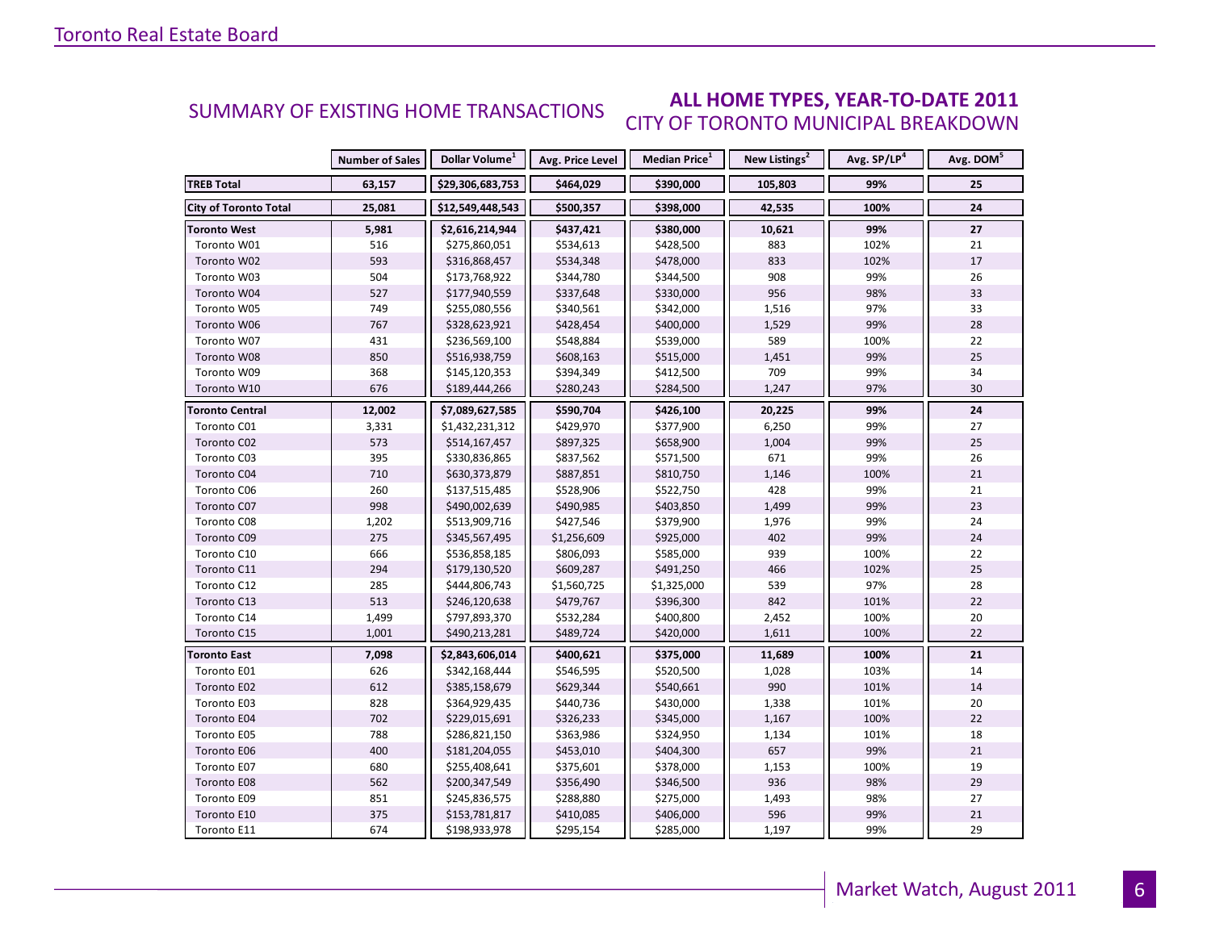## SUMMARY OF EXISTING HOME TRANSACTIONS

## ALL HOME TYPES, YEAR-TO-DATE 2011

### CITY OF TORONTO MUNICIPAL BREAKDOWN

| | Number of Sales | Dollar Volume[1] | Avg. Price Level | Median Price[1] | New Listings[2] | Avg. SP/LP[4] | Avg. DOM[5] |
|---|---|---|---|---|---|---|---|
| **TREB Total** | **63,157** | **$29,306,683,753** | **$464,029** | **$390,000** | **105,803** | **99%** | **25** |
| **City of Toronto Total** | **25,081** | **$12,549,448,543** | **$500,357** | **$398,000** | **42,535** | **100%** | **24** |
| **Toronto West** | **5,981** | **$2,616,214,944** | **$437,421** | **$380,000** | **10,621** | **99%** | **27** |
| Toronto W01 | 516 | $275,860,051 | $534,613 | $428,500 | 883 | 102% | 21 |
| Toronto W02 | 593 | $316,868,457 | $534,348 | $478,000 | 833 | 102% | 17 |
| Toronto W03 | 504 | $173,768,922 | $344,780 | $344,500 | 908 | 99% | 26 |
| Toronto W04 | 527 | $177,940,559 | $337,648 | $330,000 | 956 | 98% | 33 |
| Toronto W05 | 749 | $255,080,556 | $340,561 | $342,000 | 1,516 | 97% | 33 |
| Toronto W06 | 767 | $328,623,921 | $428,454 | $400,000 | 1,529 | 99% | 28 |
| Toronto W07 | 431 | $236,569,100 | $548,884 | $539,000 | 589 | 100% | 22 |
| Toronto W08 | 850 | $516,938,759 | $608,163 | $515,000 | 1,451 | 99% | 25 |
| Toronto W09 | 368 | $145,120,353 | $394,349 | $412,500 | 709 | 99% | 34 |
| Toronto W10 | 676 | $189,444,266 | $280,243 | $284,500 | 1,247 | 97% | 30 |
| **Toronto Central** | **12,002** | **$7,089,627,585** | **$590,704** | **$426,100** | **20,225** | **99%** | **24** |
| Toronto C01 | 3,331 | $1,432,231,312 | $429,970 | $377,900 | 6,250 | 99% | 27 |
| Toronto C02 | 573 | $514,167,457 | $897,325 | $658,900 | 1,004 | 99% | 25 |
| Toronto C03 | 395 | $330,836,865 | $837,562 | $571,500 | 671 | 99% | 26 |
| Toronto C04 | 710 | $630,373,879 | $887,851 | $810,750 | 1,146 | 100% | 21 |
| Toronto C06 | 260 | $137,515,485 | $528,906 | $522,750 | 428 | 99% | 21 |
| Toronto C07 | 998 | $490,002,639 | $490,985 | $403,850 | 1,499 | 99% | 23 |
| Toronto C08 | 1,202 | $513,909,716 | $427,546 | $379,900 | 1,976 | 99% | 24 |
| Toronto C09 | 275 | $345,567,495 | $1,256,609 | $925,000 | 402 | 99% | 24 |
| Toronto C10 | 666 | $536,858,185 | $806,093 | $585,000 | 939 | 100% | 22 |
| Toronto C11 | 294 | $179,130,520 | $609,287 | $491,250 | 466 | 102% | 25 |
| Toronto C12 | 285 | $444,806,743 | $1,560,725 | $1,325,000 | 539 | 97% | 28 |
| Toronto C13 | 513 | $246,120,638 | $479,767 | $396,300 | 842 | 101% | 22 |
| Toronto C14 | 1,499 | $797,893,370 | $532,284 | $400,800 | 2,452 | 100% | 20 |
| Toronto C15 | 1,001 | $490,213,281 | $489,724 | $420,000 | 1,611 | 100% | 22 |
| **Toronto East** | **7,098** | **$2,843,606,014** | **$400,621** | **$375,000** | **11,689** | **100%** | **21** |
| Toronto E01 | 626 | $342,168,444 | $546,595 | $520,500 | 1,028 | 103% | 14 |
| Toronto E02 | 612 | $385,158,679 | $629,344 | $540,661 | 990 | 101% | 14 |
| Toronto E03 | 828 | $364,929,435 | $440,736 | $430,000 | 1,338 | 101% | 20 |
| Toronto E04 | 702 | $229,015,691 | $326,233 | $345,000 | 1,167 | 100% | 22 |
| Toronto E05 | 788 | $286,821,150 | $363,986 | $324,950 | 1,134 | 101% | 18 |
| Toronto E06 | 400 | $181,204,055 | $453,010 | $404,300 | 657 | 99% | 21 |
| Toronto E07 | 680 | $255,408,641 | $375,601 | $378,000 | 1,153 | 100% | 19 |
| Toronto E08 | 562 | $200,347,549 | $356,490 | $346,500 | 936 | 98% | 29 |
| Toronto E09 | 851 | $245,836,575 | $288,880 | $275,000 | 1,493 | 98% | 27 |
| Toronto E10 | 375 | $153,781,817 | $410,085 | $406,000 | 596 | 99% | 21 |
| Toronto E11 | 674 | $198,933,978 | $295,154 | $285,000 | 1,197 | 99% | 29 |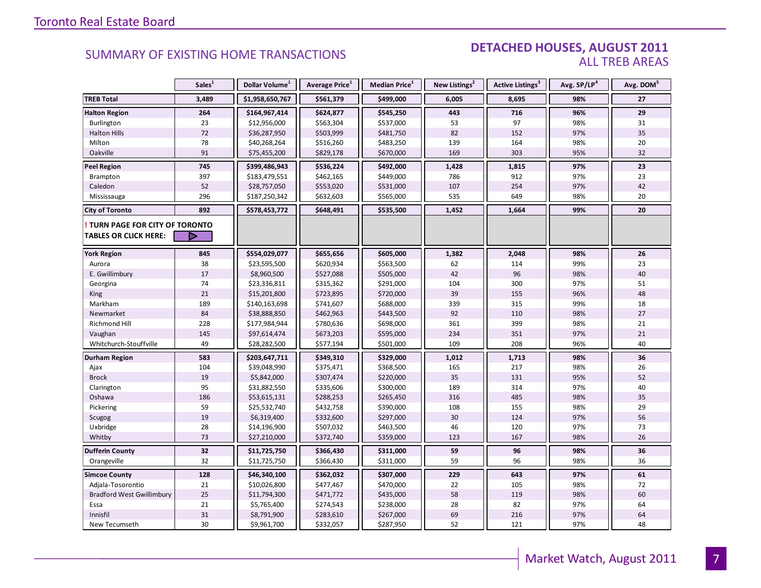Toronto Real Estate Board

## SUMMARY OF EXISTING HOME TRANSACTIONS

## DETACHED HOUSES, AUGUST 2011
### ALL TREB AREAS

| | Sales[1] | Dollar Volume[1] | Average Price[1] | Median Price[1] | New Listings[2] | Active Listings[3] | Avg. SP/LP[4] | Avg. DOM[5] |
|---|---|---|---|---|---|---|---|---|
| **TREB Total** | **3,489** | **$1,958,650,767** | **$561,379** | **$499,000** | **6,005** | **8,695** | **98%** | **27** |
| **Halton Region** | **264** | **$164,967,414** | **$624,877** | **$545,250** | **443** | **716** | **96%** | **29** |
| Burlington | 23 | $12,956,000 | $563,304 | $537,000 | 53 | 97 | 98% | 31 |
| Halton Hills | 72 | $36,287,950 | $503,999 | $481,750 | 82 | 152 | 97% | 35 |
| Milton | 78 | $40,268,264 | $516,260 | $483,250 | 139 | 164 | 98% | 20 |
| Oakville | 91 | $75,455,200 | $829,178 | $670,000 | 169 | 303 | 95% | 32 |
| **Peel Region** | **745** | **$399,486,943** | **$536,224** | **$492,000** | **1,428** | **1,815** | **97%** | **23** |
| Brampton | 397 | $183,479,551 | $462,165 | $449,000 | 786 | 912 | 97% | 23 |
| Caledon | 52 | $28,757,050 | $553,020 | $531,000 | 107 | 254 | 97% | 42 |
| Mississauga | 296 | $187,250,342 | $632,603 | $565,000 | 535 | 649 | 98% | 20 |
| **City of Toronto** | **892** | **$578,453,772** | **$648,491** | **$535,500** | **1,452** | **1,664** | **99%** | **20** |
| **! TURN PAGE FOR CITY OF TORONTO TABLES OR CLICK HERE:** | | | | | | | | |
| **York Region** | **845** | **$554,029,077** | **$655,656** | **$605,000** | **1,382** | **2,048** | **98%** | **26** |
| Aurora | 38 | $23,595,500 | $620,934 | $563,500 | 62 | 114 | 99% | 23 |
| E. Gwillimbury | 17 | $8,960,500 | $527,088 | $505,000 | 42 | 96 | 98% | 40 |
| Georgina | 74 | $23,336,811 | $315,362 | $291,000 | 104 | 300 | 97% | 51 |
| King | 21 | $15,201,800 | $723,895 | $720,000 | 39 | 155 | 96% | 48 |
| Markham | 189 | $140,163,698 | $741,607 | $688,000 | 339 | 315 | 99% | 18 |
| Newmarket | 84 | $38,888,850 | $462,963 | $443,500 | 92 | 110 | 98% | 27 |
| Richmond Hill | 228 | $177,984,944 | $780,636 | $698,000 | 361 | 399 | 98% | 21 |
| Vaughan | 145 | $97,614,474 | $673,203 | $595,000 | 234 | 351 | 97% | 21 |
| Whitchurch-Stouffville | 49 | $28,282,500 | $577,194 | $501,000 | 109 | 208 | 96% | 40 |
| **Durham Region** | **583** | **$203,647,711** | **$349,310** | **$329,000** | **1,012** | **1,713** | **98%** | **36** |
| Ajax | 104 | $39,048,990 | $375,471 | $368,500 | 165 | 217 | 98% | 26 |
| Brock | 19 | $5,842,000 | $307,474 | $220,000 | 35 | 131 | 95% | 52 |
| Clarington | 95 | $31,882,550 | $335,606 | $300,000 | 189 | 314 | 97% | 40 |
| Oshawa | 186 | $53,615,131 | $288,253 | $265,450 | 316 | 485 | 98% | 35 |
| Pickering | 59 | $25,532,740 | $432,758 | $390,000 | 108 | 155 | 98% | 29 |
| Scugog | 19 | $6,319,400 | $332,600 | $297,000 | 30 | 124 | 97% | 56 |
| Uxbridge | 28 | $14,196,900 | $507,032 | $463,500 | 46 | 120 | 97% | 73 |
| Whitby | 73 | $27,210,000 | $372,740 | $359,000 | 123 | 167 | 98% | 26 |
| **Dufferin County** | **32** | **$11,725,750** | **$366,430** | **$311,000** | **59** | **96** | **98%** | **36** |
| Orangeville | 32 | $11,725,750 | $366,430 | $311,000 | 59 | 96 | 98% | 36 |
| **Simcoe County** | **128** | **$46,340,100** | **$362,032** | **$307,000** | **229** | **643** | **97%** | **61** |
| Adjala-Tosorontio | 21 | $10,026,800 | $477,467 | $470,000 | 22 | 105 | 98% | 72 |
| Bradford West Gwillimbury | 25 | $11,794,300 | $471,772 | $435,000 | 58 | 119 | 98% | 60 |
| Essa | 21 | $5,765,400 | $274,543 | $238,000 | 28 | 82 | 97% | 64 |
| Innisfil | 31 | $8,791,900 | $283,610 | $267,000 | 69 | 216 | 97% | 64 |
| New Tecumseth | 30 | $9,961,700 | $332,057 | $287,950 | 52 | 121 | 97% | 48 |

Market Watch, August 2011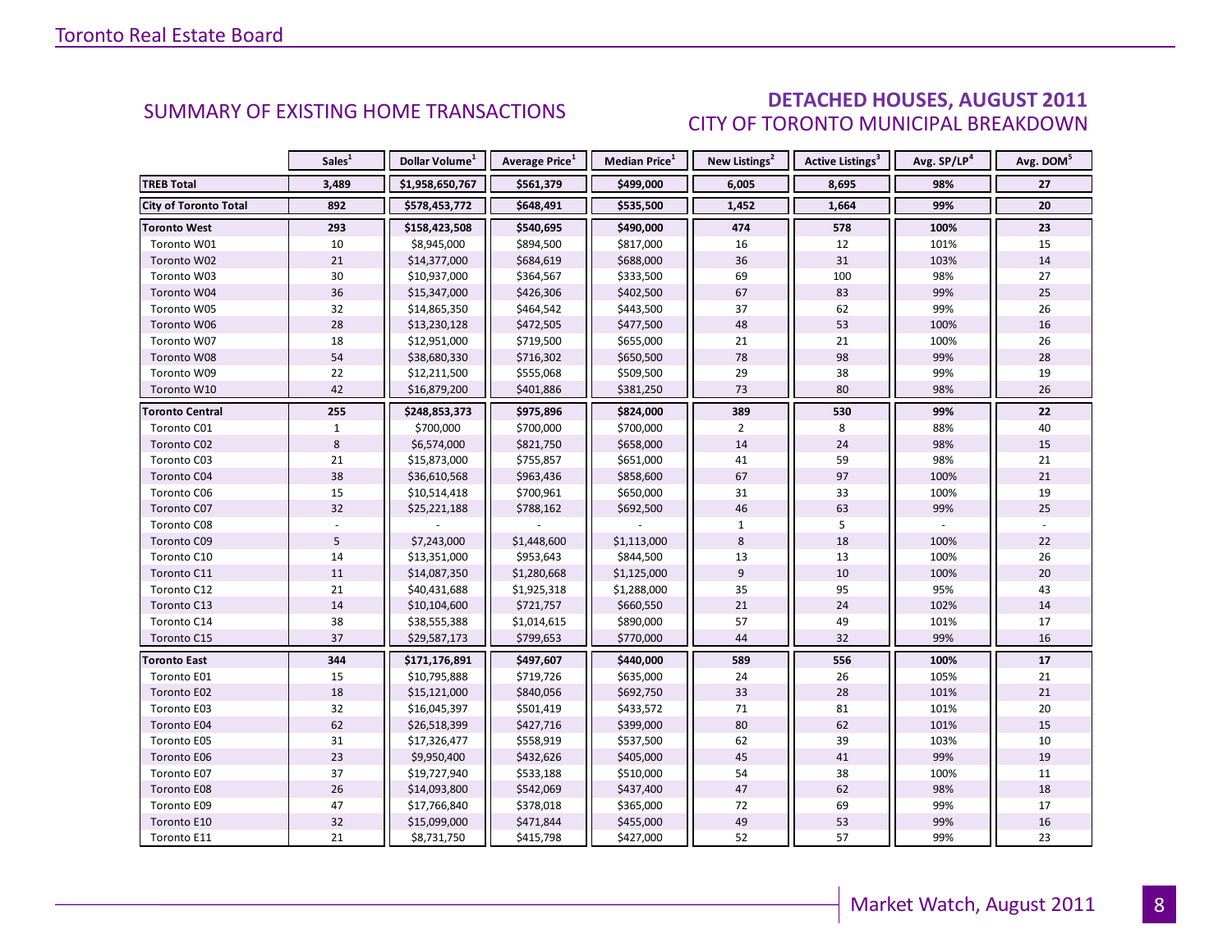## SUMMARY OF EXISTING HOME TRANSACTIONS

## DETACHED HOUSES, AUGUST 2011
### CITY OF TORONTO MUNICIPAL BREAKDOWN

| | Sales[1] | Dollar Volume[1] | Average Price[1] | Median Price[1] | New Listings[2] | Active Listings[3] | Avg. SP/LP[4] | Avg. DOM[5] |
|---|---|---|---|---|---|---|---|---|
| **TREB Total** | **3,489** | **$1,958,650,767** | **$561,379** | **$499,000** | **6,005** | **8,695** | **98%** | **27** |
| **City of Toronto Total** | **892** | **$578,453,772** | **$648,491** | **$535,500** | **1,452** | **1,664** | **99%** | **20** |
| **Toronto West** | **293** | **$158,423,508** | **$540,695** | **$490,000** | **474** | **578** | **100%** | **23** |
| Toronto W01 | 10 | $8,945,000 | $894,500 | $817,000 | 16 | 12 | 101% | 15 |
| Toronto W02 | 21 | $14,377,000 | $684,619 | $688,000 | 36 | 31 | 103% | 14 |
| Toronto W03 | 30 | $10,937,000 | $364,567 | $333,500 | 69 | 100 | 98% | 27 |
| Toronto W04 | 36 | $15,347,000 | $426,306 | $402,500 | 67 | 83 | 99% | 25 |
| Toronto W05 | 32 | $14,865,350 | $464,542 | $443,500 | 37 | 62 | 99% | 26 |
| Toronto W06 | 28 | $13,230,128 | $472,505 | $477,500 | 48 | 53 | 100% | 16 |
| Toronto W07 | 18 | $12,951,000 | $719,500 | $655,000 | 21 | 21 | 100% | 26 |
| Toronto W08 | 54 | $38,680,330 | $716,302 | $650,500 | 78 | 98 | 99% | 28 |
| Toronto W09 | 22 | $12,211,500 | $555,068 | $509,500 | 29 | 38 | 99% | 19 |
| Toronto W10 | 42 | $16,879,200 | $401,886 | $381,250 | 73 | 80 | 98% | 26 |
| **Toronto Central** | **255** | **$248,853,373** | **$975,896** | **$824,000** | **389** | **530** | **99%** | **22** |
| Toronto C01 | 1 | $700,000 | $700,000 | $700,000 | 2 | 8 | 88% | 40 |
| Toronto C02 | 8 | $6,574,000 | $821,750 | $658,000 | 14 | 24 | 98% | 15 |
| Toronto C03 | 21 | $15,873,000 | $755,857 | $651,000 | 41 | 59 | 98% | 21 |
| Toronto C04 | 38 | $36,610,568 | $963,436 | $858,600 | 67 | 97 | 100% | 21 |
| Toronto C06 | 15 | $10,514,418 | $700,961 | $650,000 | 31 | 33 | 100% | 19 |
| Toronto C07 | 32 | $25,221,188 | $788,162 | $692,500 | 46 | 63 | 99% | 25 |
| Toronto C08 | - | - | - | - | 1 | 5 | - | - |
| Toronto C09 | 5 | $7,243,000 | $1,448,600 | $1,113,000 | 8 | 18 | 100% | 22 |
| Toronto C10 | 14 | $13,351,000 | $953,643 | $844,500 | 13 | 13 | 100% | 26 |
| Toronto C11 | 11 | $14,087,350 | $1,280,668 | $1,125,000 | 9 | 10 | 100% | 20 |
| Toronto C12 | 21 | $40,431,688 | $1,925,318 | $1,288,000 | 35 | 95 | 95% | 43 |
| Toronto C13 | 14 | $10,104,600 | $721,757 | $660,550 | 21 | 24 | 102% | 14 |
| Toronto C14 | 38 | $38,555,388 | $1,014,615 | $890,000 | 57 | 49 | 101% | 17 |
| Toronto C15 | 37 | $29,587,173 | $799,653 | $770,000 | 44 | 32 | 99% | 16 |
| **Toronto East** | **344** | **$171,176,891** | **$497,607** | **$440,000** | **589** | **556** | **100%** | **17** |
| Toronto E01 | 15 | $10,795,888 | $719,726 | $635,000 | 24 | 26 | 105% | 21 |
| Toronto E02 | 18 | $15,121,000 | $840,056 | $692,750 | 33 | 28 | 101% | 21 |
| Toronto E03 | 32 | $16,045,397 | $501,419 | $433,572 | 71 | 81 | 101% | 20 |
| Toronto E04 | 62 | $26,518,399 | $427,716 | $399,000 | 80 | 62 | 101% | 15 |
| Toronto E05 | 31 | $17,326,477 | $558,919 | $537,500 | 62 | 39 | 103% | 10 |
| Toronto E06 | 23 | $9,950,400 | $432,626 | $405,000 | 45 | 41 | 99% | 19 |
| Toronto E07 | 37 | $19,727,940 | $533,188 | $510,000 | 54 | 38 | 100% | 11 |
| Toronto E08 | 26 | $14,093,800 | $542,069 | $437,400 | 47 | 62 | 98% | 18 |
| Toronto E09 | 47 | $17,766,840 | $378,018 | $365,000 | 72 | 69 | 99% | 17 |
| Toronto E10 | 32 | $15,099,000 | $471,844 | $455,000 | 49 | 53 | 99% | 16 |
| Toronto E11 | 21 | $8,731,750 | $415,798 | $427,000 | 52 | 57 | 99% | 23 |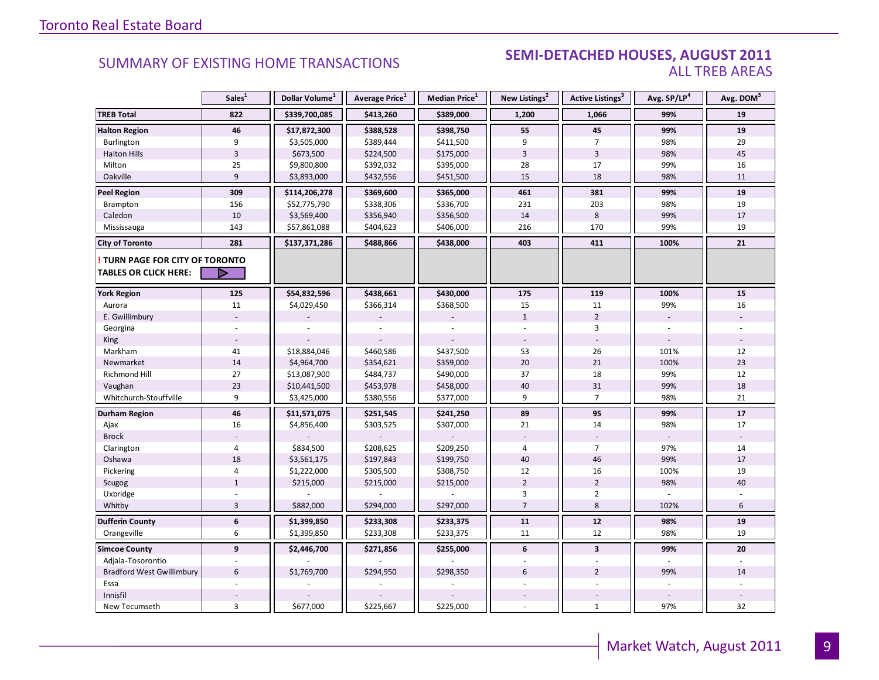## SUMMARY OF EXISTING HOME TRANSACTIONS

### SEMI-DETACHED HOUSES, AUGUST 2011
ALL TREB AREAS

| | Sales[1] | Dollar Volume[1] | Average Price[1] | Median Price[1] | New Listings[2] | Active Listings[3] | Avg. SP/LP[4] | Avg. DOM[5] |
|---|---|---|---|---|---|---|---|---|
| **TREB Total** | **822** | **$339,700,085** | **$413,260** | **$389,000** | **1,200** | **1,066** | **99%** | **19** |
| **Halton Region** | **46** | **$17,872,300** | **$388,528** | **$398,750** | **55** | **45** | **99%** | **19** |
| Burlington | 9 | $3,505,000 | $389,444 | $411,500 | 9 | 7 | 98% | 29 |
| Halton Hills | 3 | $673,500 | $224,500 | $175,000 | 3 | 3 | 98% | 45 |
| Milton | 25 | $9,800,800 | $392,032 | $395,000 | 28 | 17 | 99% | 16 |
| Oakville | 9 | $3,893,000 | $432,556 | $451,500 | 15 | 18 | 98% | 11 |
| **Peel Region** | **309** | **$114,206,278** | **$369,600** | **$365,000** | **461** | **381** | **99%** | **19** |
| Brampton | 156 | $52,775,790 | $338,306 | $336,700 | 231 | 203 | 98% | 19 |
| Caledon | 10 | $3,569,400 | $356,940 | $356,500 | 14 | 8 | 99% | 17 |
| Mississauga | 143 | $57,861,088 | $404,623 | $406,000 | 216 | 170 | 99% | 19 |
| **City of Toronto** | **281** | **$137,371,286** | **$488,866** | **$438,000** | **403** | **411** | **100%** | **21** |
| **! TURN PAGE FOR CITY OF TORONTO TABLES OR CLICK HERE:** | | | | | | | | |
| **York Region** | **125** | **$54,832,596** | **$438,661** | **$430,000** | **175** | **119** | **100%** | **15** |
| Aurora | 11 | $4,029,450 | $366,314 | $368,500 | 15 | 11 | 99% | 16 |
| E. Gwillimbury | - | - | - | - | 1 | 2 | - | - |
| Georgina | - | - | - | - | - | 3 | - | - |
| King | - | - | - | - | - | - | - | - |
| Markham | 41 | $18,884,046 | $460,586 | $437,500 | 53 | 26 | 101% | 12 |
| Newmarket | 14 | $4,964,700 | $354,621 | $359,000 | 20 | 21 | 100% | 23 |
| Richmond Hill | 27 | $13,087,900 | $484,737 | $490,000 | 37 | 18 | 99% | 12 |
| Vaughan | 23 | $10,441,500 | $453,978 | $458,000 | 40 | 31 | 99% | 18 |
| Whitchurch-Stouffville | 9 | $3,425,000 | $380,556 | $377,000 | 9 | 7 | 98% | 21 |
| **Durham Region** | **46** | **$11,571,075** | **$251,545** | **$241,250** | **89** | **95** | **99%** | **17** |
| Ajax | 16 | $4,856,400 | $303,525 | $307,000 | 21 | 14 | 98% | 17 |
| Brock | - | - | - | - | - | - | - | - |
| Clarington | 4 | $834,500 | $208,625 | $209,250 | 4 | 7 | 97% | 14 |
| Oshawa | 18 | $3,561,175 | $197,843 | $199,750 | 40 | 46 | 99% | 17 |
| Pickering | 4 | $1,222,000 | $305,500 | $308,750 | 12 | 16 | 100% | 19 |
| Scugog | 1 | $215,000 | $215,000 | $215,000 | 2 | 2 | 98% | 40 |
| Uxbridge | - | - | - | - | 3 | 2 | - | - |
| Whitby | 3 | $882,000 | $294,000 | $297,000 | 7 | 8 | 102% | 6 |
| **Dufferin County** | **6** | **$1,399,850** | **$233,308** | **$233,375** | **11** | **12** | **98%** | **19** |
| Orangeville | 6 | $1,399,850 | $233,308 | $233,375 | 11 | 12 | 98% | 19 |
| **Simcoe County** | **9** | **$2,446,700** | **$271,856** | **$255,000** | **6** | **3** | **99%** | **20** |
| Adjala-Tosorontio | - | - | - | - | - | - | - | - |
| Bradford West Gwillimbury | 6 | $1,769,700 | $294,950 | $298,350 | 6 | 2 | 99% | 14 |
| Essa | - | - | - | - | - | - | - | - |
| Innisfil | - | - | - | - | - | - | - | - |
| New Tecumseth | 3 | $677,000 | $225,667 | $225,000 | - | 1 | 97% | 32 |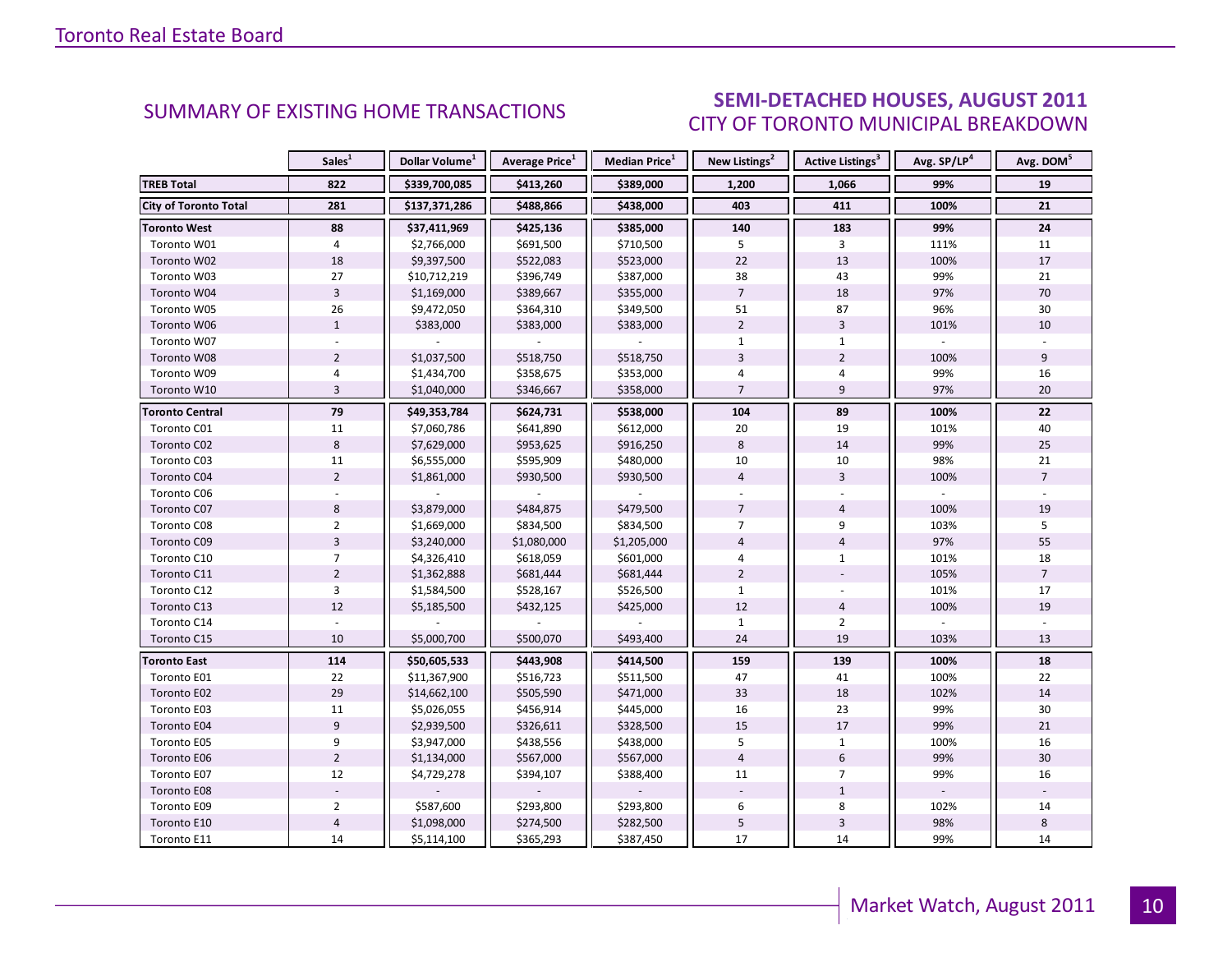## SUMMARY OF EXISTING HOME TRANSACTIONS

## SEMI-DETACHED HOUSES, AUGUST 2011
### CITY OF TORONTO MUNICIPAL BREAKDOWN

| | Sales[1] | Dollar Volume[1] | Average Price[1] | Median Price[1] | New Listings[2] | Active Listings[3] | Avg. SP/LP[4] | Avg. DOM[5] |
|---|---|---|---|---|---|---|---|---|
| **TREB Total** | **822** | **$339,700,085** | **$413,260** | **$389,000** | **1,200** | **1,066** | **99%** | **19** |
| **City of Toronto Total** | **281** | **$137,371,286** | **$488,866** | **$438,000** | **403** | **411** | **100%** | **21** |
| **Toronto West** | **88** | **$37,411,969** | **$425,136** | **$385,000** | **140** | **183** | **99%** | **24** |
| Toronto W01 | 4 | $2,766,000 | $691,500 | $710,500 | 5 | 3 | 111% | 11 |
| Toronto W02 | 18 | $9,397,500 | $522,083 | $523,000 | 22 | 13 | 100% | 17 |
| Toronto W03 | 27 | $10,712,219 | $396,749 | $387,000 | 38 | 43 | 99% | 21 |
| Toronto W04 | 3 | $1,169,000 | $389,667 | $355,000 | 7 | 18 | 97% | 70 |
| Toronto W05 | 26 | $9,472,050 | $364,310 | $349,500 | 51 | 87 | 96% | 30 |
| Toronto W06 | 1 | $383,000 | $383,000 | $383,000 | 2 | 3 | 101% | 10 |
| Toronto W07 | - | - | - | - | 1 | 1 | - | - |
| Toronto W08 | 2 | $1,037,500 | $518,750 | $518,750 | 3 | 2 | 100% | 9 |
| Toronto W09 | 4 | $1,434,700 | $358,675 | $353,000 | 4 | 4 | 99% | 16 |
| Toronto W10 | 3 | $1,040,000 | $346,667 | $358,000 | 7 | 9 | 97% | 20 |
| **Toronto Central** | **79** | **$49,353,784** | **$624,731** | **$538,000** | **104** | **89** | **100%** | **22** |
| Toronto C01 | 11 | $7,060,786 | $641,890 | $612,000 | 20 | 19 | 101% | 40 |
| Toronto C02 | 8 | $7,629,000 | $953,625 | $916,250 | 8 | 14 | 99% | 25 |
| Toronto C03 | 11 | $6,555,000 | $595,909 | $480,000 | 10 | 10 | 98% | 21 |
| Toronto C04 | 2 | $1,861,000 | $930,500 | $930,500 | 4 | 3 | 100% | 7 |
| Toronto C06 | - | - | - | - | - | - | - | - |
| Toronto C07 | 8 | $3,879,000 | $484,875 | $479,500 | 7 | 4 | 100% | 19 |
| Toronto C08 | 2 | $1,669,000 | $834,500 | $834,500 | 7 | 9 | 103% | 5 |
| Toronto C09 | 3 | $3,240,000 | $1,080,000 | $1,205,000 | 4 | 4 | 97% | 55 |
| Toronto C10 | 7 | $4,326,410 | $618,059 | $601,000 | 4 | 1 | 101% | 18 |
| Toronto C11 | 2 | $1,362,888 | $681,444 | $681,444 | 2 | - | 105% | 7 |
| Toronto C12 | 3 | $1,584,500 | $528,167 | $526,500 | 1 | - | 101% | 17 |
| Toronto C13 | 12 | $5,185,500 | $432,125 | $425,000 | 12 | 4 | 100% | 19 |
| Toronto C14 | - | - | - | - | 1 | 2 | - | - |
| Toronto C15 | 10 | $5,000,700 | $500,070 | $493,400 | 24 | 19 | 103% | 13 |
| **Toronto East** | **114** | **$50,605,533** | **$443,908** | **$414,500** | **159** | **139** | **100%** | **18** |
| Toronto E01 | 22 | $11,367,900 | $516,723 | $511,500 | 47 | 41 | 100% | 22 |
| Toronto E02 | 29 | $14,662,100 | $505,590 | $471,000 | 33 | 18 | 102% | 14 |
| Toronto E03 | 11 | $5,026,055 | $456,914 | $445,000 | 16 | 23 | 99% | 30 |
| Toronto E04 | 9 | $2,939,500 | $326,611 | $328,500 | 15 | 17 | 99% | 21 |
| Toronto E05 | 9 | $3,947,000 | $438,556 | $438,000 | 5 | 1 | 100% | 16 |
| Toronto E06 | 2 | $1,134,000 | $567,000 | $567,000 | 4 | 6 | 99% | 30 |
| Toronto E07 | 12 | $4,729,278 | $394,107 | $388,400 | 11 | 7 | 99% | 16 |
| Toronto E08 | - | - | - | - | - | 1 | - | - |
| Toronto E09 | 2 | $587,600 | $293,800 | $293,800 | 6 | 8 | 102% | 14 |
| Toronto E10 | 4 | $1,098,000 | $274,500 | $282,500 | 5 | 3 | 98% | 8 |
| Toronto E11 | 14 | $5,114,100 | $365,293 | $387,450 | 17 | 14 | 99% | 14 |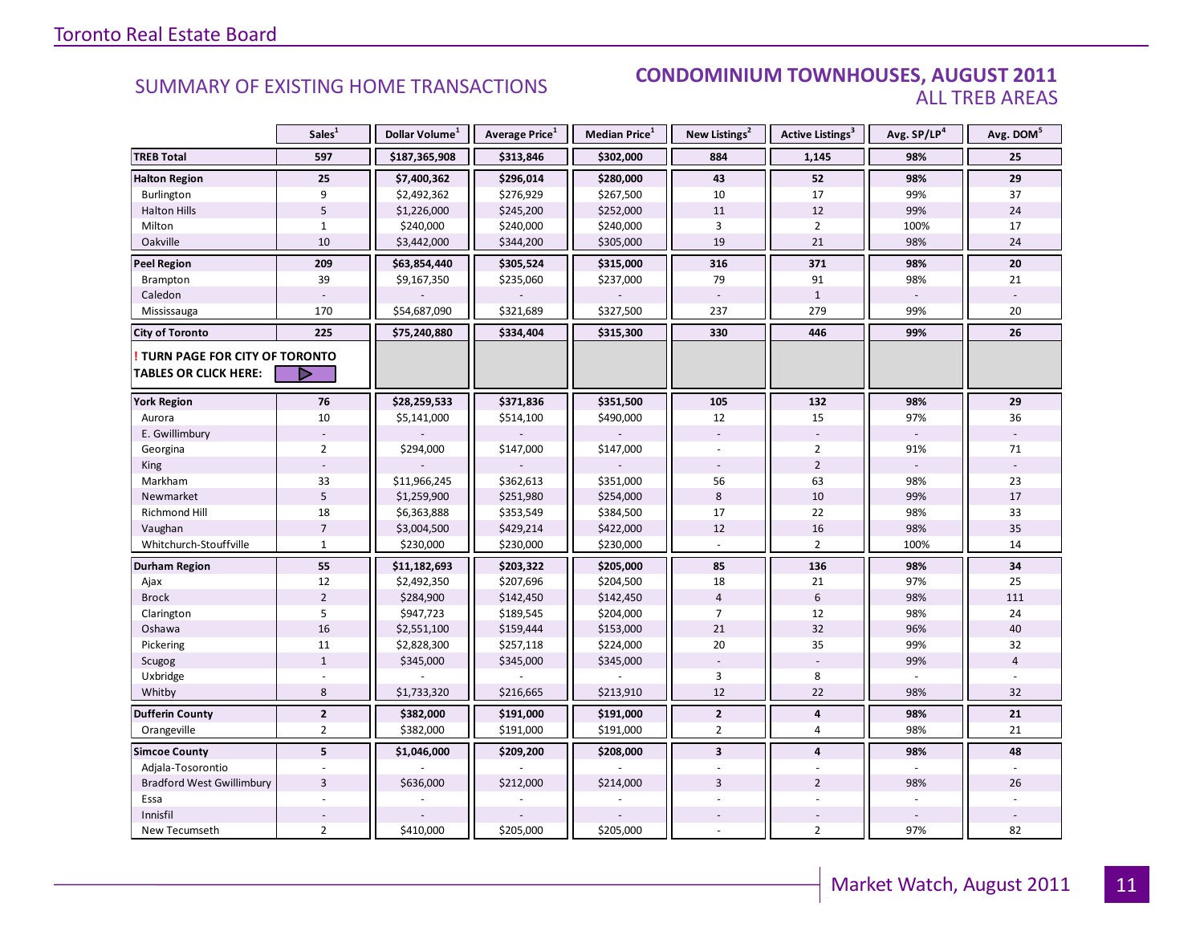Toronto Real Estate Board

## SUMMARY OF EXISTING HOME TRANSACTIONS

## CONDOMINIUM TOWNHOUSES, AUGUST 2011
### ALL TREB AREAS

| | Sales[1] | Dollar Volume[1] | Average Price[1] | Median Price[1] | New Listings[2] | Active Listings[3] | Avg. SP/LP[4] | Avg. DOM[5] |
|---|---|---|---|---|---|---|---|---|
| **TREB Total** | **597** | **$187,365,908** | **$313,846** | **$302,000** | **884** | **1,145** | **98%** | **25** |
| **Halton Region** | **25** | **$7,400,362** | **$296,014** | **$280,000** | **43** | **52** | **98%** | **29** |
| Burlington | 9 | $2,492,362 | $276,929 | $267,500 | 10 | 17 | 99% | 37 |
| Halton Hills | 5 | $1,226,000 | $245,200 | $252,000 | 11 | 12 | 99% | 24 |
| Milton | 1 | $240,000 | $240,000 | $240,000 | 3 | 2 | 100% | 17 |
| Oakville | 10 | $3,442,000 | $344,200 | $305,000 | 19 | 21 | 98% | 24 |
| **Peel Region** | **209** | **$63,854,440** | **$305,524** | **$315,000** | **316** | **371** | **98%** | **20** |
| Brampton | 39 | $9,167,350 | $235,060 | $237,000 | 79 | 91 | 98% | 21 |
| Caledon | - | - | - | - | - | 1 | - | - |
| Mississauga | 170 | $54,687,090 | $321,689 | $327,500 | 237 | 279 | 99% | 20 |
| **City of Toronto** | **225** | **$75,240,880** | **$334,404** | **$315,300** | **330** | **446** | **99%** | **26** |
| **! TURN PAGE FOR CITY OF TORONTO TABLES OR CLICK HERE:** | | | | | | | | |
| **York Region** | **76** | **$28,259,533** | **$371,836** | **$351,500** | **105** | **132** | **98%** | **29** |
| Aurora | 10 | $5,141,000 | $514,100 | $490,000 | 12 | 15 | 97% | 36 |
| E. Gwillimbury | - | - | - | - | - | - | - | - |
| Georgina | 2 | $294,000 | $147,000 | $147,000 | - | 2 | 91% | 71 |
| King | - | - | - | - | - | 2 | - | - |
| Markham | 33 | $11,966,245 | $362,613 | $351,000 | 56 | 63 | 98% | 23 |
| Newmarket | 5 | $1,259,900 | $251,980 | $254,000 | 8 | 10 | 99% | 17 |
| Richmond Hill | 18 | $6,363,888 | $353,549 | $384,500 | 17 | 22 | 98% | 33 |
| Vaughan | 7 | $3,004,500 | $429,214 | $422,000 | 12 | 16 | 98% | 35 |
| Whitchurch-Stouffville | 1 | $230,000 | $230,000 | $230,000 | - | 2 | 100% | 14 |
| **Durham Region** | **55** | **$11,182,693** | **$203,322** | **$205,000** | **85** | **136** | **98%** | **34** |
| Ajax | 12 | $2,492,350 | $207,696 | $204,500 | 18 | 21 | 97% | 25 |
| Brock | 2 | $284,900 | $142,450 | $142,450 | 4 | 6 | 98% | 111 |
| Clarington | 5 | $947,723 | $189,545 | $204,000 | 7 | 12 | 98% | 24 |
| Oshawa | 16 | $2,551,100 | $159,444 | $153,000 | 21 | 32 | 96% | 40 |
| Pickering | 11 | $2,828,300 | $257,118 | $224,000 | 20 | 35 | 99% | 32 |
| Scugog | 1 | $345,000 | $345,000 | $345,000 | - | - | 99% | 4 |
| Uxbridge | - | - | - | - | 3 | 8 | - | - |
| Whitby | 8 | $1,733,320 | $216,665 | $213,910 | 12 | 22 | 98% | 32 |
| **Dufferin County** | **2** | **$382,000** | **$191,000** | **$191,000** | **2** | **4** | **98%** | **21** |
| Orangeville | 2 | $382,000 | $191,000 | $191,000 | 2 | 4 | 98% | 21 |
| **Simcoe County** | **5** | **$1,046,000** | **$209,200** | **$208,000** | **3** | **4** | **98%** | **48** |
| Adjala-Tosorontio | - | - | - | - | - | - | - | - |
| Bradford West Gwillimbury | 3 | $636,000 | $212,000 | $214,000 | 3 | 2 | 98% | 26 |
| Essa | - | - | - | - | - | - | - | - |
| Innisfil | - | - | - | - | - | - | - | - |
| New Tecumseth | 2 | $410,000 | $205,000 | $205,000 | - | 2 | 97% | 82 |

Market Watch, August 2011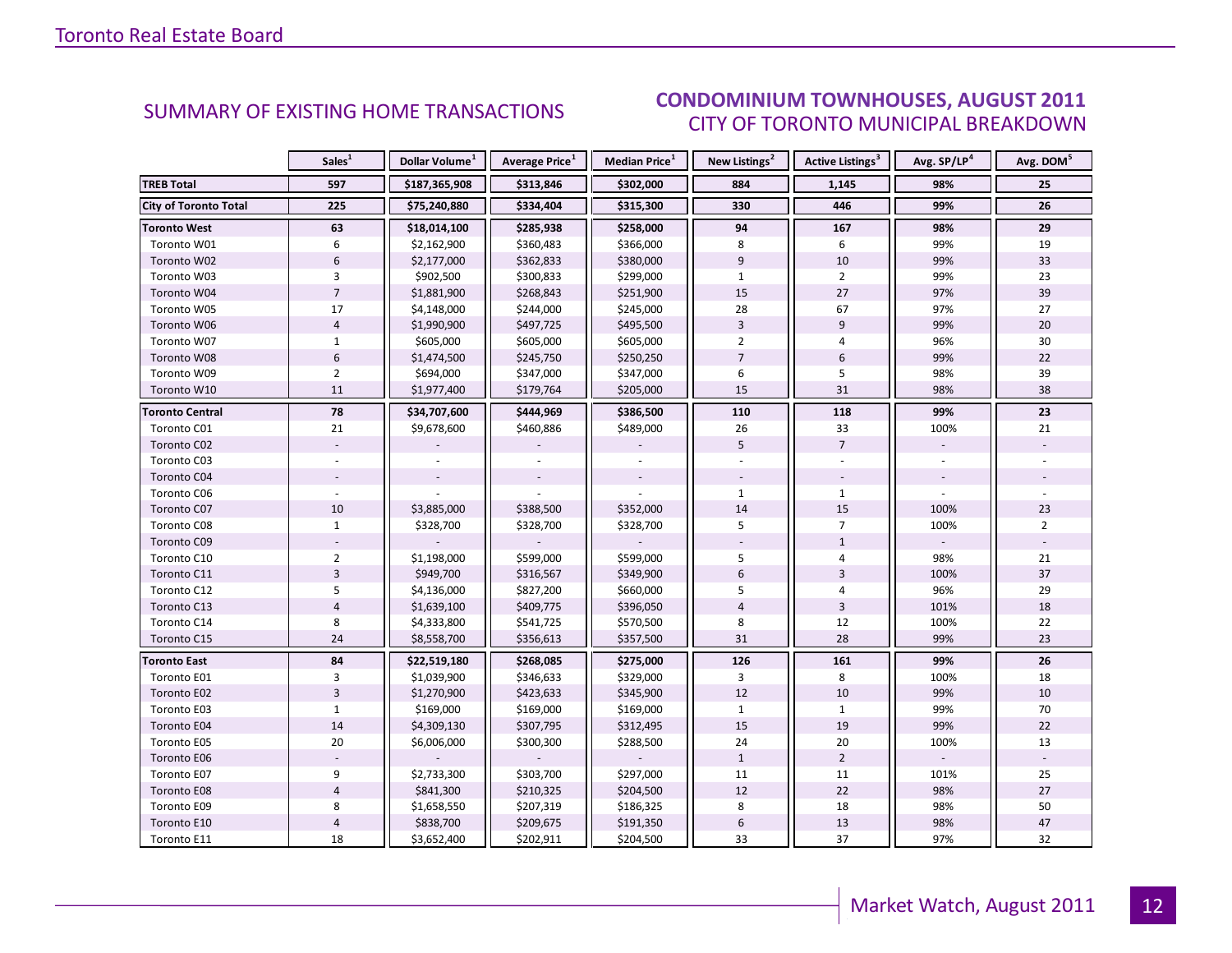SUMMARY OF EXISTING HOME TRANSACTIONS

## CONDOMINIUM TOWNHOUSES, AUGUST 2011
### CITY OF TORONTO MUNICIPAL BREAKDOWN

| | Sales[1] | Dollar Volume[1] | Average Price[1] | Median Price[1] | New Listings[2] | Active Listings[3] | Avg. SP/LP[4] | Avg. DOM[5] |
|---|---|---|---|---|---|---|---|---|
| **TREB Total** | **597** | **$187,365,908** | **$313,846** | **$302,000** | **884** | **1,145** | **98%** | **25** |
| **City of Toronto Total** | **225** | **$75,240,880** | **$334,404** | **$315,300** | **330** | **446** | **99%** | **26** |
| **Toronto West** | **63** | **$18,014,100** | **$285,938** | **$258,000** | **94** | **167** | **98%** | **29** |
| Toronto W01 | 6 | $2,162,900 | $360,483 | $366,000 | 8 | 6 | 99% | 19 |
| Toronto W02 | 6 | $2,177,000 | $362,833 | $380,000 | 9 | 10 | 99% | 33 |
| Toronto W03 | 3 | $902,500 | $300,833 | $299,000 | 1 | 2 | 99% | 23 |
| Toronto W04 | 7 | $1,881,900 | $268,843 | $251,900 | 15 | 27 | 97% | 39 |
| Toronto W05 | 17 | $4,148,000 | $244,000 | $245,000 | 28 | 67 | 97% | 27 |
| Toronto W06 | 4 | $1,990,900 | $497,725 | $495,500 | 3 | 9 | 99% | 20 |
| Toronto W07 | 1 | $605,000 | $605,000 | $605,000 | 2 | 4 | 96% | 30 |
| Toronto W08 | 6 | $1,474,500 | $245,750 | $250,250 | 7 | 6 | 99% | 22 |
| Toronto W09 | 2 | $694,000 | $347,000 | $347,000 | 6 | 5 | 98% | 39 |
| Toronto W10 | 11 | $1,977,400 | $179,764 | $205,000 | 15 | 31 | 98% | 38 |
| **Toronto Central** | **78** | **$34,707,600** | **$444,969** | **$386,500** | **110** | **118** | **99%** | **23** |
| Toronto C01 | 21 | $9,678,600 | $460,886 | $489,000 | 26 | 33 | 100% | 21 |
| Toronto C02 | - | - | - | - | 5 | 7 | - | - |
| Toronto C03 | - | - | - | - | - | - | - | - |
| Toronto C04 | - | - | - | - | - | - | - | - |
| Toronto C06 | - | - | - | - | 1 | 1 | - | - |
| Toronto C07 | 10 | $3,885,000 | $388,500 | $352,000 | 14 | 15 | 100% | 23 |
| Toronto C08 | 1 | $328,700 | $328,700 | $328,700 | 5 | 7 | 100% | 2 |
| Toronto C09 | - | - | - | - | - | 1 | - | - |
| Toronto C10 | 2 | $1,198,000 | $599,000 | $599,000 | 5 | 4 | 98% | 21 |
| Toronto C11 | 3 | $949,700 | $316,567 | $349,900 | 6 | 3 | 100% | 37 |
| Toronto C12 | 5 | $4,136,000 | $827,200 | $660,000 | 5 | 4 | 96% | 29 |
| Toronto C13 | 4 | $1,639,100 | $409,775 | $396,050 | 4 | 3 | 101% | 18 |
| Toronto C14 | 8 | $4,333,800 | $541,725 | $570,500 | 8 | 12 | 100% | 22 |
| Toronto C15 | 24 | $8,558,700 | $356,613 | $357,500 | 31 | 28 | 99% | 23 |
| **Toronto East** | **84** | **$22,519,180** | **$268,085** | **$275,000** | **126** | **161** | **99%** | **26** |
| Toronto E01 | 3 | $1,039,900 | $346,633 | $329,000 | 3 | 8 | 100% | 18 |
| Toronto E02 | 3 | $1,270,900 | $423,633 | $345,900 | 12 | 10 | 99% | 10 |
| Toronto E03 | 1 | $169,000 | $169,000 | $169,000 | 1 | 1 | 99% | 70 |
| Toronto E04 | 14 | $4,309,130 | $307,795 | $312,495 | 15 | 19 | 99% | 22 |
| Toronto E05 | 20 | $6,006,000 | $300,300 | $288,500 | 24 | 20 | 100% | 13 |
| Toronto E06 | - | - | - | - | 1 | 2 | - | - |
| Toronto E07 | 9 | $2,733,300 | $303,700 | $297,000 | 11 | 11 | 101% | 25 |
| Toronto E08 | 4 | $841,300 | $210,325 | $204,500 | 12 | 22 | 98% | 27 |
| Toronto E09 | 8 | $1,658,550 | $207,319 | $186,325 | 8 | 18 | 98% | 50 |
| Toronto E10 | 4 | $838,700 | $209,675 | $191,350 | 6 | 13 | 98% | 47 |
| Toronto E11 | 18 | $3,652,400 | $202,911 | $204,500 | 33 | 37 | 97% | 32 |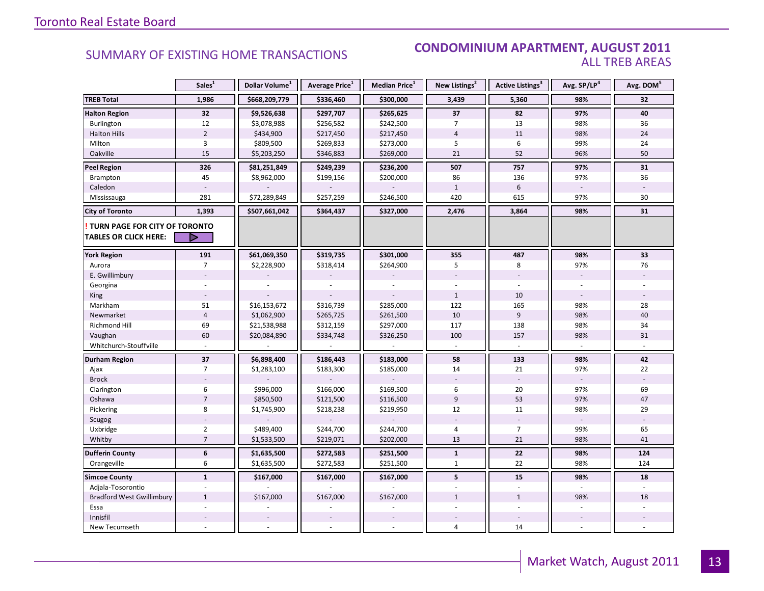Toronto Real Estate Board

## SUMMARY OF EXISTING HOME TRANSACTIONS

## CONDOMINIUM APARTMENT, AUGUST 2011
### ALL TREB AREAS

| | Sales[1] | Dollar Volume[1] | Average Price[1] | Median Price[1] | New Listings[2] | Active Listings[3] | Avg. SP/LP[4] | Avg. DOM[5] |
|---|---|---|---|---|---|---|---|---|
| **TREB Total** | **1,986** | **$668,209,779** | **$336,460** | **$300,000** | **3,439** | **5,360** | **98%** | **32** |
| **Halton Region** | **32** | **$9,526,638** | **$297,707** | **$265,625** | **37** | **82** | **97%** | **40** |
| Burlington | 12 | $3,078,988 | $256,582 | $242,500 | 7 | 13 | 98% | 36 |
| Halton Hills | 2 | $434,900 | $217,450 | $217,450 | 4 | 11 | 98% | 24 |
| Milton | 3 | $809,500 | $269,833 | $273,000 | 5 | 6 | 99% | 24 |
| Oakville | 15 | $5,203,250 | $346,883 | $269,000 | 21 | 52 | 96% | 50 |
| **Peel Region** | **326** | **$81,251,849** | **$249,239** | **$236,200** | **507** | **757** | **97%** | **31** |
| Brampton | 45 | $8,962,000 | $199,156 | $200,000 | 86 | 136 | 97% | 36 |
| Caledon | - | - | - | - | 1 | 6 | - | - |
| Mississauga | 281 | $72,289,849 | $257,259 | $246,500 | 420 | 615 | 97% | 30 |
| **City of Toronto** | **1,393** | **$507,661,042** | **$364,437** | **$327,000** | **2,476** | **3,864** | **98%** | **31** |
| **! TURN PAGE FOR CITY OF TORONTO TABLES OR CLICK HERE:** | | | | | | | | |
| **York Region** | **191** | **$61,069,350** | **$319,735** | **$301,000** | **355** | **487** | **98%** | **33** |
| Aurora | 7 | $2,228,900 | $318,414 | $264,900 | 5 | 8 | 97% | 76 |
| E. Gwillimbury | - | - | - | - | - | - | - | - |
| Georgina | - | - | - | - | - | - | - | - |
| King | - | - | - | - | 1 | 10 | - | - |
| Markham | 51 | $16,153,672 | $316,739 | $285,000 | 122 | 165 | 98% | 28 |
| Newmarket | 4 | $1,062,900 | $265,725 | $261,500 | 10 | 9 | 98% | 40 |
| Richmond Hill | 69 | $21,538,988 | $312,159 | $297,000 | 117 | 138 | 98% | 34 |
| Vaughan | 60 | $20,084,890 | $334,748 | $326,250 | 100 | 157 | 98% | 31 |
| Whitchurch-Stouffville | - | - | - | - | - | - | - | - |
| **Durham Region** | **37** | **$6,898,400** | **$186,443** | **$183,000** | **58** | **133** | **98%** | **42** |
| Ajax | 7 | $1,283,100 | $183,300 | $185,000 | 14 | 21 | 97% | 22 |
| Brock | - | - | - | - | - | - | - | - |
| Clarington | 6 | $996,000 | $166,000 | $169,500 | 6 | 20 | 97% | 69 |
| Oshawa | 7 | $850,500 | $121,500 | $116,500 | 9 | 53 | 97% | 47 |
| Pickering | 8 | $1,745,900 | $218,238 | $219,950 | 12 | 11 | 98% | 29 |
| Scugog | - | - | - | - | - | - | - | - |
| Uxbridge | 2 | $489,400 | $244,700 | $244,700 | 4 | 7 | 99% | 65 |
| Whitby | 7 | $1,533,500 | $219,071 | $202,000 | 13 | 21 | 98% | 41 |
| **Dufferin County** | **6** | **$1,635,500** | **$272,583** | **$251,500** | **1** | **22** | **98%** | **124** |
| Orangeville | 6 | $1,635,500 | $272,583 | $251,500 | 1 | 22 | 98% | 124 |
| **Simcoe County** | **1** | **$167,000** | **$167,000** | **$167,000** | **5** | **15** | **98%** | **18** |
| Adjala-Tosorontio | - | - | - | - | - | - | - | - |
| Bradford West Gwillimbury | 1 | $167,000 | $167,000 | $167,000 | 1 | 1 | 98% | 18 |
| Essa | - | - | - | - | - | - | - | - |
| Innisfil | - | - | - | - | - | - | - | - |
| New Tecumseth | - | - | - | - | 4 | 14 | - | - |

Market Watch, August 2011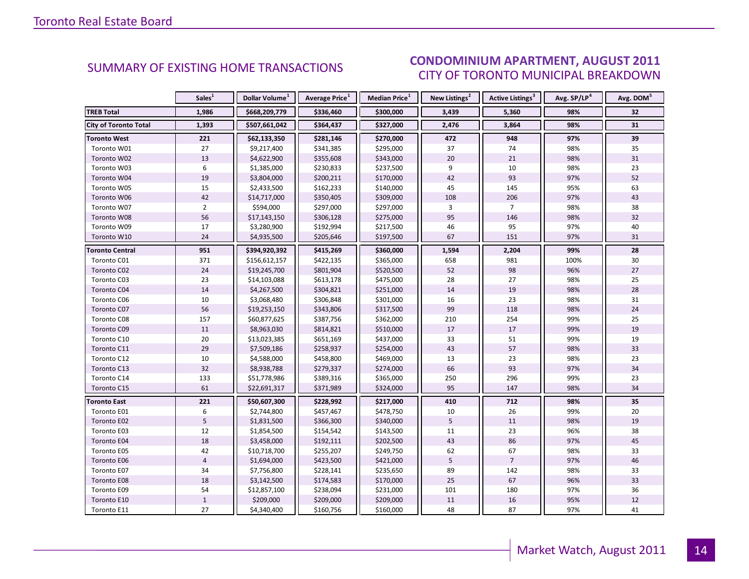## SUMMARY OF EXISTING HOME TRANSACTIONS

## CONDOMINIUM APARTMENT, AUGUST 2011
### CITY OF TORONTO MUNICIPAL BREAKDOWN

| | Sales[1] | Dollar Volume[1] | Average Price[1] | Median Price[1] | New Listings[2] | Active Listings[3] | Avg. SP/LP[4] | Avg. DOM[5] |
|---|---|---|---|---|---|---|---|---|
| **TREB Total** | **1,986** | **$668,209,779** | **$336,460** | **$300,000** | **3,439** | **5,360** | **98%** | **32** |
| **City of Toronto Total** | **1,393** | **$507,661,042** | **$364,437** | **$327,000** | **2,476** | **3,864** | **98%** | **31** |
| **Toronto West** | **221** | **$62,133,350** | **$281,146** | **$270,000** | **472** | **948** | **97%** | **39** |
| Toronto W01 | 27 | $9,217,400 | $341,385 | $295,000 | 37 | 74 | 98% | 35 |
| Toronto W02 | 13 | $4,622,900 | $355,608 | $343,000 | 20 | 21 | 98% | 31 |
| Toronto W03 | 6 | $1,385,000 | $230,833 | $237,500 | 9 | 10 | 98% | 23 |
| Toronto W04 | 19 | $3,804,000 | $200,211 | $170,000 | 42 | 93 | 97% | 52 |
| Toronto W05 | 15 | $2,433,500 | $162,233 | $140,000 | 45 | 145 | 95% | 63 |
| Toronto W06 | 42 | $14,717,000 | $350,405 | $309,000 | 108 | 206 | 97% | 43 |
| Toronto W07 | 2 | $594,000 | $297,000 | $297,000 | 3 | 7 | 98% | 38 |
| Toronto W08 | 56 | $17,143,150 | $306,128 | $275,000 | 95 | 146 | 98% | 32 |
| Toronto W09 | 17 | $3,280,900 | $192,994 | $217,500 | 46 | 95 | 97% | 40 |
| Toronto W10 | 24 | $4,935,500 | $205,646 | $197,500 | 67 | 151 | 97% | 31 |
| **Toronto Central** | **951** | **$394,920,392** | **$415,269** | **$360,000** | **1,594** | **2,204** | **99%** | **28** |
| Toronto C01 | 371 | $156,612,157 | $422,135 | $365,000 | 658 | 981 | 100% | 30 |
| Toronto C02 | 24 | $19,245,700 | $801,904 | $520,500 | 52 | 98 | 96% | 27 |
| Toronto C03 | 23 | $14,103,088 | $613,178 | $475,000 | 28 | 27 | 98% | 25 |
| Toronto C04 | 14 | $4,267,500 | $304,821 | $251,000 | 14 | 19 | 98% | 28 |
| Toronto C06 | 10 | $3,068,480 | $306,848 | $301,000 | 16 | 23 | 98% | 31 |
| Toronto C07 | 56 | $19,253,150 | $343,806 | $317,500 | 99 | 118 | 98% | 24 |
| Toronto C08 | 157 | $60,877,625 | $387,756 | $362,000 | 210 | 254 | 99% | 25 |
| Toronto C09 | 11 | $8,963,030 | $814,821 | $510,000 | 17 | 17 | 99% | 19 |
| Toronto C10 | 20 | $13,023,385 | $651,169 | $437,000 | 33 | 51 | 99% | 19 |
| Toronto C11 | 29 | $7,509,186 | $258,937 | $254,000 | 43 | 57 | 98% | 33 |
| Toronto C12 | 10 | $4,588,000 | $458,800 | $469,000 | 13 | 23 | 98% | 23 |
| Toronto C13 | 32 | $8,938,788 | $279,337 | $274,000 | 66 | 93 | 97% | 34 |
| Toronto C14 | 133 | $51,778,986 | $389,316 | $365,000 | 250 | 296 | 99% | 23 |
| Toronto C15 | 61 | $22,691,317 | $371,989 | $324,000 | 95 | 147 | 98% | 34 |
| **Toronto East** | **221** | **$50,607,300** | **$228,992** | **$217,000** | **410** | **712** | **98%** | **35** |
| Toronto E01 | 6 | $2,744,800 | $457,467 | $478,750 | 10 | 26 | 99% | 20 |
| Toronto E02 | 5 | $1,831,500 | $366,300 | $340,000 | 5 | 11 | 98% | 19 |
| Toronto E03 | 12 | $1,854,500 | $154,542 | $143,500 | 11 | 23 | 96% | 38 |
| Toronto E04 | 18 | $3,458,000 | $192,111 | $202,500 | 43 | 86 | 97% | 45 |
| Toronto E05 | 42 | $10,718,700 | $255,207 | $249,750 | 62 | 67 | 98% | 33 |
| Toronto E06 | 4 | $1,694,000 | $423,500 | $421,000 | 5 | 7 | 97% | 46 |
| Toronto E07 | 34 | $7,756,800 | $228,141 | $235,650 | 89 | 142 | 98% | 33 |
| Toronto E08 | 18 | $3,142,500 | $174,583 | $170,000 | 25 | 67 | 96% | 33 |
| Toronto E09 | 54 | $12,857,100 | $238,094 | $231,000 | 101 | 180 | 97% | 36 |
| Toronto E10 | 1 | $209,000 | $209,000 | $209,000 | 11 | 16 | 95% | 12 |
| Toronto E11 | 27 | $4,340,400 | $160,756 | $160,000 | 48 | 87 | 97% | 41 |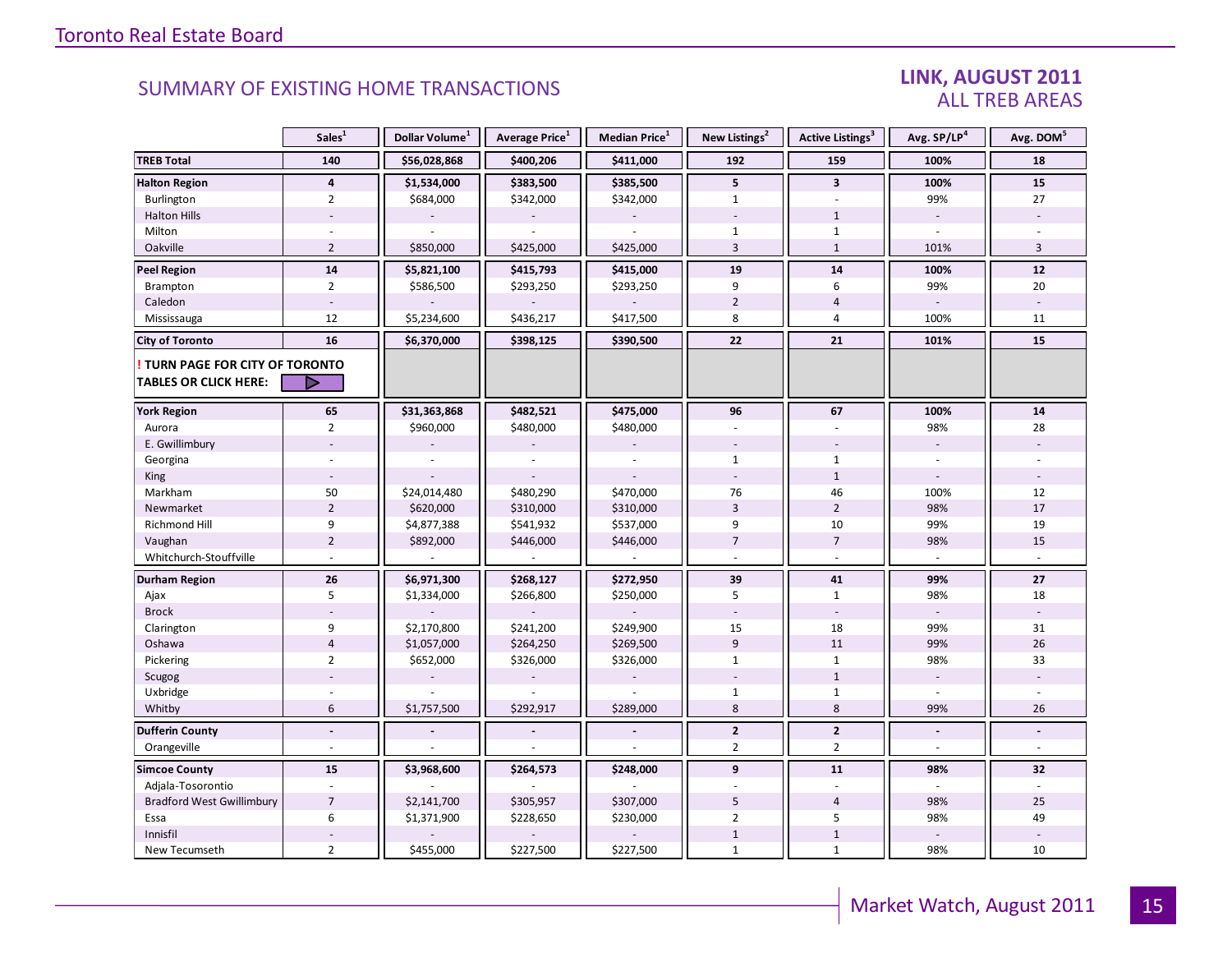## SUMMARY OF EXISTING HOME TRANSACTIONS

### LINK, AUGUST 2011
### ALL TREB AREAS

| | Sales[1] | Dollar Volume[1] | Average Price[1] | Median Price[1] | New Listings[2] | Active Listings[3] | Avg. SP/LP[4] | Avg. DOM[5] |
|---|---|---|---|---|---|---|---|---|
| **TREB Total** | **140** | **$56,028,868** | **$400,206** | **$411,000** | **192** | **159** | **100%** | **18** |
| **Halton Region** | **4** | **$1,534,000** | **$383,500** | **$385,500** | **5** | **3** | **100%** | **15** |
| Burlington | 2 | $684,000 | $342,000 | $342,000 | 1 | - | 99% | 27 |
| Halton Hills | - | - | - | - | - | 1 | - | - |
| Milton | - | - | - | - | 1 | 1 | - | - |
| Oakville | 2 | $850,000 | $425,000 | $425,000 | 3 | 1 | 101% | 3 |
| **Peel Region** | **14** | **$5,821,100** | **$415,793** | **$415,000** | **19** | **14** | **100%** | **12** |
| Brampton | 2 | $586,500 | $293,250 | $293,250 | 9 | 6 | 99% | 20 |
| Caledon | - | - | - | - | 2 | 4 | - | - |
| Mississauga | 12 | $5,234,600 | $436,217 | $417,500 | 8 | 4 | 100% | 11 |
| **City of Toronto** | **16** | **$6,370,000** | **$398,125** | **$390,500** | **22** | **21** | **101%** | **15** |
| **! TURN PAGE FOR CITY OF TORONTO TABLES OR CLICK HERE:** | | | | | | | | |
| **York Region** | **65** | **$31,363,868** | **$482,521** | **$475,000** | **96** | **67** | **100%** | **14** |
| Aurora | 2 | $960,000 | $480,000 | $480,000 | - | - | 98% | 28 |
| E. Gwillimbury | - | - | - | - | - | - | - | - |
| Georgina | - | - | - | - | 1 | 1 | - | - |
| King | - | - | - | - | - | 1 | - | - |
| Markham | 50 | $24,014,480 | $480,290 | $470,000 | 76 | 46 | 100% | 12 |
| Newmarket | 2 | $620,000 | $310,000 | $310,000 | 3 | 2 | 98% | 17 |
| Richmond Hill | 9 | $4,877,388 | $541,932 | $537,000 | 9 | 10 | 99% | 19 |
| Vaughan | 2 | $892,000 | $446,000 | $446,000 | 7 | 7 | 98% | 15 |
| Whitchurch-Stouffville | - | - | - | - | - | - | - | - |
| **Durham Region** | **26** | **$6,971,300** | **$268,127** | **$272,950** | **39** | **41** | **99%** | **27** |
| Ajax | 5 | $1,334,000 | $266,800 | $250,000 | 5 | 1 | 98% | 18 |
| Brock | - | - | - | - | - | - | - | - |
| Clarington | 9 | $2,170,800 | $241,200 | $249,900 | 15 | 18 | 99% | 31 |
| Oshawa | 4 | $1,057,000 | $264,250 | $269,500 | 9 | 11 | 99% | 26 |
| Pickering | 2 | $652,000 | $326,000 | $326,000 | 1 | 1 | 98% | 33 |
| Scugog | - | - | - | - | - | 1 | - | - |
| Uxbridge | - | - | - | - | 1 | 1 | - | - |
| Whitby | 6 | $1,757,500 | $292,917 | $289,000 | 8 | 8 | 99% | 26 |
| **Dufferin County** | **-** | **-** | **-** | **-** | **2** | **2** | **-** | **-** |
| Orangeville | - | - | - | - | 2 | 2 | - | - |
| **Simcoe County** | **15** | **$3,968,600** | **$264,573** | **$248,000** | **9** | **11** | **98%** | **32** |
| Adjala-Tosorontio | - | - | - | - | - | - | - | - |
| Bradford West Gwillimbury | 7 | $2,141,700 | $305,957 | $307,000 | 5 | 4 | 98% | 25 |
| Essa | 6 | $1,371,900 | $228,650 | $230,000 | 2 | 5 | 98% | 49 |
| Innisfil | - | - | - | - | 1 | 1 | - | - |
| New Tecumseth | 2 | $455,000 | $227,500 | $227,500 | 1 | 1 | 98% | 10 |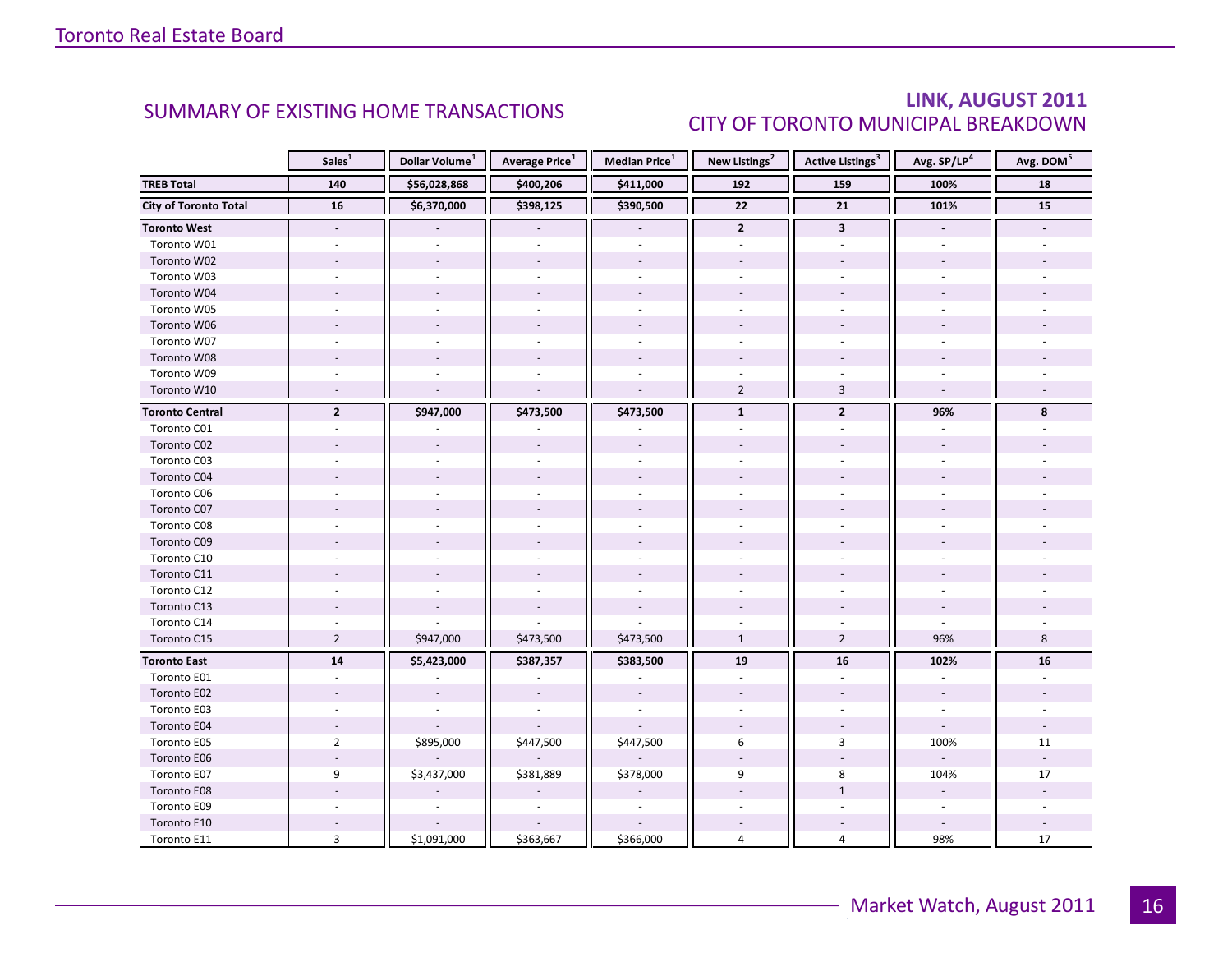## SUMMARY OF EXISTING HOME TRANSACTIONS

## LINK, AUGUST 2011
### CITY OF TORONTO MUNICIPAL BREAKDOWN

| | Sales[1] | Dollar Volume[1] | Average Price[1] | Median Price[1] | New Listings[2] | Active Listings[3] | Avg. SP/LP[4] | Avg. DOM[5] |
|---|---|---|---|---|---|---|---|---|
| **TREB Total** | **140** | **$56,028,868** | **$400,206** | **$411,000** | **192** | **159** | **100%** | **18** |
| **City of Toronto Total** | **16** | **$6,370,000** | **$398,125** | **$390,500** | **22** | **21** | **101%** | **15** |
| **Toronto West** | **-** | **-** | **-** | **-** | **2** | **3** | **-** | **-** |
| Toronto W01 | - | - | - | - | - | - | - | - |
| Toronto W02 | - | - | - | - | - | - | - | - |
| Toronto W03 | - | - | - | - | - | - | - | - |
| Toronto W04 | - | - | - | - | - | - | - | - |
| Toronto W05 | - | - | - | - | - | - | - | - |
| Toronto W06 | - | - | - | - | - | - | - | - |
| Toronto W07 | - | - | - | - | - | - | - | - |
| Toronto W08 | - | - | - | - | - | - | - | - |
| Toronto W09 | - | - | - | - | - | - | - | - |
| Toronto W10 | - | - | - | - | 2 | 3 | - | - |
| **Toronto Central** | **2** | **$947,000** | **$473,500** | **$473,500** | **1** | **2** | **96%** | **8** |
| Toronto C01 | - | - | - | - | - | - | - | - |
| Toronto C02 | - | - | - | - | - | - | - | - |
| Toronto C03 | - | - | - | - | - | - | - | - |
| Toronto C04 | - | - | - | - | - | - | - | - |
| Toronto C06 | - | - | - | - | - | - | - | - |
| Toronto C07 | - | - | - | - | - | - | - | - |
| Toronto C08 | - | - | - | - | - | - | - | - |
| Toronto C09 | - | - | - | - | - | - | - | - |
| Toronto C10 | - | - | - | - | - | - | - | - |
| Toronto C11 | - | - | - | - | - | - | - | - |
| Toronto C12 | - | - | - | - | - | - | - | - |
| Toronto C13 | - | - | - | - | - | - | - | - |
| Toronto C14 | - | - | - | - | - | - | - | - |
| Toronto C15 | 2 | $947,000 | $473,500 | $473,500 | 1 | 2 | 96% | 8 |
| **Toronto East** | **14** | **$5,423,000** | **$387,357** | **$383,500** | **19** | **16** | **102%** | **16** |
| Toronto E01 | - | - | - | - | - | - | - | - |
| Toronto E02 | - | - | - | - | - | - | - | - |
| Toronto E03 | - | - | - | - | - | - | - | - |
| Toronto E04 | - | - | - | - | - | - | - | - |
| Toronto E05 | 2 | $895,000 | $447,500 | $447,500 | 6 | 3 | 100% | 11 |
| Toronto E06 | - | - | - | - | - | - | - | - |
| Toronto E07 | 9 | $3,437,000 | $381,889 | $378,000 | 9 | 8 | 104% | 17 |
| Toronto E08 | - | - | - | - | - | 1 | - | - |
| Toronto E09 | - | - | - | - | - | - | - | - |
| Toronto E10 | - | - | - | - | - | - | - | - |
| Toronto E11 | 3 | $1,091,000 | $363,667 | $366,000 | 4 | 4 | 98% | 17 |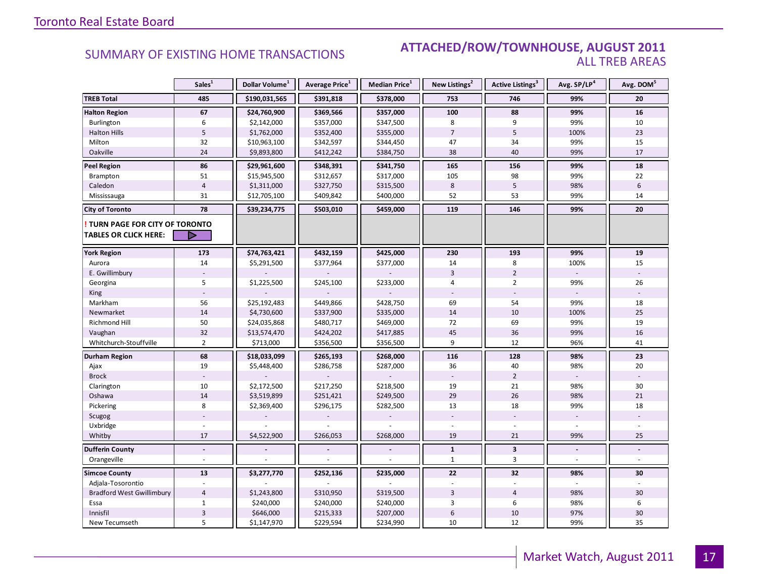## SUMMARY OF EXISTING HOME TRANSACTIONS

## ATTACHED/ROW/TOWNHOUSE, AUGUST 2011
### ALL TREB AREAS

| | Sales[1] | Dollar Volume[1] | Average Price[1] | Median Price[1] | New Listings[2] | Active Listings[3] | Avg. SP/LP[4] | Avg. DOM[5] |
|---|---|---|---|---|---|---|---|---|
| **TREB Total** | **485** | **$190,031,565** | **$391,818** | **$378,000** | **753** | **746** | **99%** | **20** |
| **Halton Region** | **67** | **$24,760,900** | **$369,566** | **$357,000** | **100** | **88** | **99%** | **16** |
| Burlington | 6 | $2,142,000 | $357,000 | $347,500 | 8 | 9 | 99% | 10 |
| Halton Hills | 5 | $1,762,000 | $352,400 | $355,000 | 7 | 5 | 100% | 23 |
| Milton | 32 | $10,963,100 | $342,597 | $344,450 | 47 | 34 | 99% | 15 |
| Oakville | 24 | $9,893,800 | $412,242 | $384,750 | 38 | 40 | 99% | 17 |
| **Peel Region** | **86** | **$29,961,600** | **$348,391** | **$341,750** | **165** | **156** | **99%** | **18** |
| Brampton | 51 | $15,945,500 | $312,657 | $317,000 | 105 | 98 | 99% | 22 |
| Caledon | 4 | $1,311,000 | $327,750 | $315,500 | 8 | 5 | 98% | 6 |
| Mississauga | 31 | $12,705,100 | $409,842 | $400,000 | 52 | 53 | 99% | 14 |
| **City of Toronto** | **78** | **$39,234,775** | **$503,010** | **$459,000** | **119** | **146** | **99%** | **20** |
| **! TURN PAGE FOR CITY OF TORONTO TABLES OR CLICK HERE:** | | | | | | | | |
| **York Region** | **173** | **$74,763,421** | **$432,159** | **$425,000** | **230** | **193** | **99%** | **19** |
| Aurora | 14 | $5,291,500 | $377,964 | $377,000 | 14 | 8 | 100% | 15 |
| E. Gwillimbury | - | - | - | - | 3 | 2 | - | - |
| Georgina | 5 | $1,225,500 | $245,100 | $233,000 | 4 | 2 | 99% | 26 |
| King | - | - | - | - | - | - | - | - |
| Markham | 56 | $25,192,483 | $449,866 | $428,750 | 69 | 54 | 99% | 18 |
| Newmarket | 14 | $4,730,600 | $337,900 | $335,000 | 14 | 10 | 100% | 25 |
| Richmond Hill | 50 | $24,035,868 | $480,717 | $469,000 | 72 | 69 | 99% | 19 |
| Vaughan | 32 | $13,574,470 | $424,202 | $417,885 | 45 | 36 | 99% | 16 |
| Whitchurch-Stouffville | 2 | $713,000 | $356,500 | $356,500 | 9 | 12 | 96% | 41 |
| **Durham Region** | **68** | **$18,033,099** | **$265,193** | **$268,000** | **116** | **128** | **98%** | **23** |
| Ajax | 19 | $5,448,400 | $286,758 | $287,000 | 36 | 40 | 98% | 20 |
| Brock | - | - | - | - | - | 2 | - | - |
| Clarington | 10 | $2,172,500 | $217,250 | $218,500 | 19 | 21 | 98% | 30 |
| Oshawa | 14 | $3,519,899 | $251,421 | $249,500 | 29 | 26 | 98% | 21 |
| Pickering | 8 | $2,369,400 | $296,175 | $282,500 | 13 | 18 | 99% | 18 |
| Scugog | - | - | - | - | - | - | - | - |
| Uxbridge | - | - | - | - | - | - | - | - |
| Whitby | 17 | $4,522,900 | $266,053 | $268,000 | 19 | 21 | 99% | 25 |
| **Dufferin County** | **-** | **-** | **-** | **-** | **1** | **3** | **-** | **-** |
| Orangeville | - | - | - | - | 1 | 3 | - | - |
| **Simcoe County** | **13** | **$3,277,770** | **$252,136** | **$235,000** | **22** | **32** | **98%** | **30** |
| Adjala-Tosorontio | - | - | - | - | - | - | - | - |
| Bradford West Gwillimbury | 4 | $1,243,800 | $310,950 | $319,500 | 3 | 4 | 98% | 30 |
| Essa | 1 | $240,000 | $240,000 | $240,000 | 3 | 6 | 98% | 6 |
| Innisfil | 3 | $646,000 | $215,333 | $207,000 | 6 | 10 | 97% | 30 |
| New Tecumseth | 5 | $1,147,970 | $229,594 | $234,990 | 10 | 12 | 99% | 35 |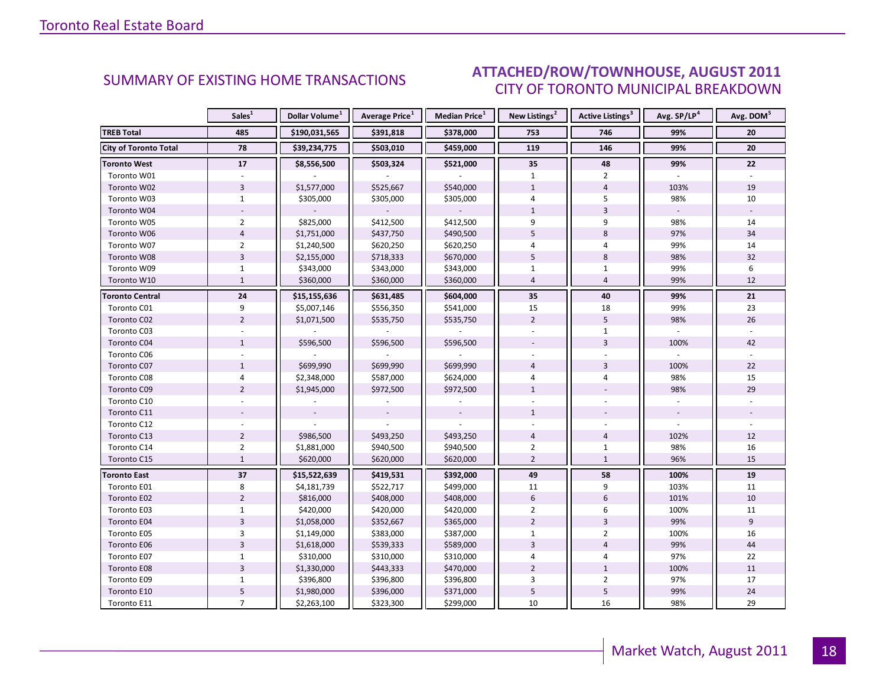## SUMMARY OF EXISTING HOME TRANSACTIONS

## ATTACHED/ROW/TOWNHOUSE, AUGUST 2011
### CITY OF TORONTO MUNICIPAL BREAKDOWN

| | Sales[1] | Dollar Volume[1] | Average Price[1] | Median Price[1] | New Listings[2] | Active Listings[3] | Avg. SP/LP[4] | Avg. DOM[5] |
|---|---|---|---|---|---|---|---|---|
| **TREB Total** | **485** | **$190,031,565** | **$391,818** | **$378,000** | **753** | **746** | **99%** | **20** |
| **City of Toronto Total** | **78** | **$39,234,775** | **$503,010** | **$459,000** | **119** | **146** | **99%** | **20** |
| **Toronto West** | **17** | **$8,556,500** | **$503,324** | **$521,000** | **35** | **48** | **99%** | **22** |
| Toronto W01 | - | - | - | - | 1 | 2 | - | - |
| Toronto W02 | 3 | $1,577,000 | $525,667 | $540,000 | 1 | 4 | 103% | 19 |
| Toronto W03 | 1 | $305,000 | $305,000 | $305,000 | 4 | 5 | 98% | 10 |
| Toronto W04 | - | - | - | - | 1 | 3 | - | - |
| Toronto W05 | 2 | $825,000 | $412,500 | $412,500 | 9 | 9 | 98% | 14 |
| Toronto W06 | 4 | $1,751,000 | $437,750 | $490,500 | 5 | 8 | 97% | 34 |
| Toronto W07 | 2 | $1,240,500 | $620,250 | $620,250 | 4 | 4 | 99% | 14 |
| Toronto W08 | 3 | $2,155,000 | $718,333 | $670,000 | 5 | 8 | 98% | 32 |
| Toronto W09 | 1 | $343,000 | $343,000 | $343,000 | 1 | 1 | 99% | 6 |
| Toronto W10 | 1 | $360,000 | $360,000 | $360,000 | 4 | 4 | 99% | 12 |
| **Toronto Central** | **24** | **$15,155,636** | **$631,485** | **$604,000** | **35** | **40** | **99%** | **21** |
| Toronto C01 | 9 | $5,007,146 | $556,350 | $541,000 | 15 | 18 | 99% | 23 |
| Toronto C02 | 2 | $1,071,500 | $535,750 | $535,750 | 2 | 5 | 98% | 26 |
| Toronto C03 | - | - | - | - | - | 1 | - | - |
| Toronto C04 | 1 | $596,500 | $596,500 | $596,500 | - | 3 | 100% | 42 |
| Toronto C06 | - | - | - | - | - | - | - | - |
| Toronto C07 | 1 | $699,990 | $699,990 | $699,990 | 4 | 3 | 100% | 22 |
| Toronto C08 | 4 | $2,348,000 | $587,000 | $624,000 | 4 | 4 | 98% | 15 |
| Toronto C09 | 2 | $1,945,000 | $972,500 | $972,500 | 1 | - | 98% | 29 |
| Toronto C10 | - | - | - | - | - | - | - | - |
| Toronto C11 | - | - | - | - | 1 | - | - | - |
| Toronto C12 | - | - | - | - | - | - | - | - |
| Toronto C13 | 2 | $986,500 | $493,250 | $493,250 | 4 | 4 | 102% | 12 |
| Toronto C14 | 2 | $1,881,000 | $940,500 | $940,500 | 2 | 1 | 98% | 16 |
| Toronto C15 | 1 | $620,000 | $620,000 | $620,000 | 2 | 1 | 96% | 15 |
| **Toronto East** | **37** | **$15,522,639** | **$419,531** | **$392,000** | **49** | **58** | **100%** | **19** |
| Toronto E01 | 8 | $4,181,739 | $522,717 | $499,000 | 11 | 9 | 103% | 11 |
| Toronto E02 | 2 | $816,000 | $408,000 | $408,000 | 6 | 6 | 101% | 10 |
| Toronto E03 | 1 | $420,000 | $420,000 | $420,000 | 2 | 6 | 100% | 11 |
| Toronto E04 | 3 | $1,058,000 | $352,667 | $365,000 | 2 | 3 | 99% | 9 |
| Toronto E05 | 3 | $1,149,000 | $383,000 | $387,000 | 1 | 2 | 100% | 16 |
| Toronto E06 | 3 | $1,618,000 | $539,333 | $589,000 | 3 | 4 | 99% | 44 |
| Toronto E07 | 1 | $310,000 | $310,000 | $310,000 | 4 | 4 | 97% | 22 |
| Toronto E08 | 3 | $1,330,000 | $443,333 | $470,000 | 2 | 1 | 100% | 11 |
| Toronto E09 | 1 | $396,800 | $396,800 | $396,800 | 3 | 2 | 97% | 17 |
| Toronto E10 | 5 | $1,980,000 | $396,000 | $371,000 | 5 | 5 | 99% | 24 |
| Toronto E11 | 7 | $2,263,100 | $323,300 | $299,000 | 10 | 16 | 98% | 29 |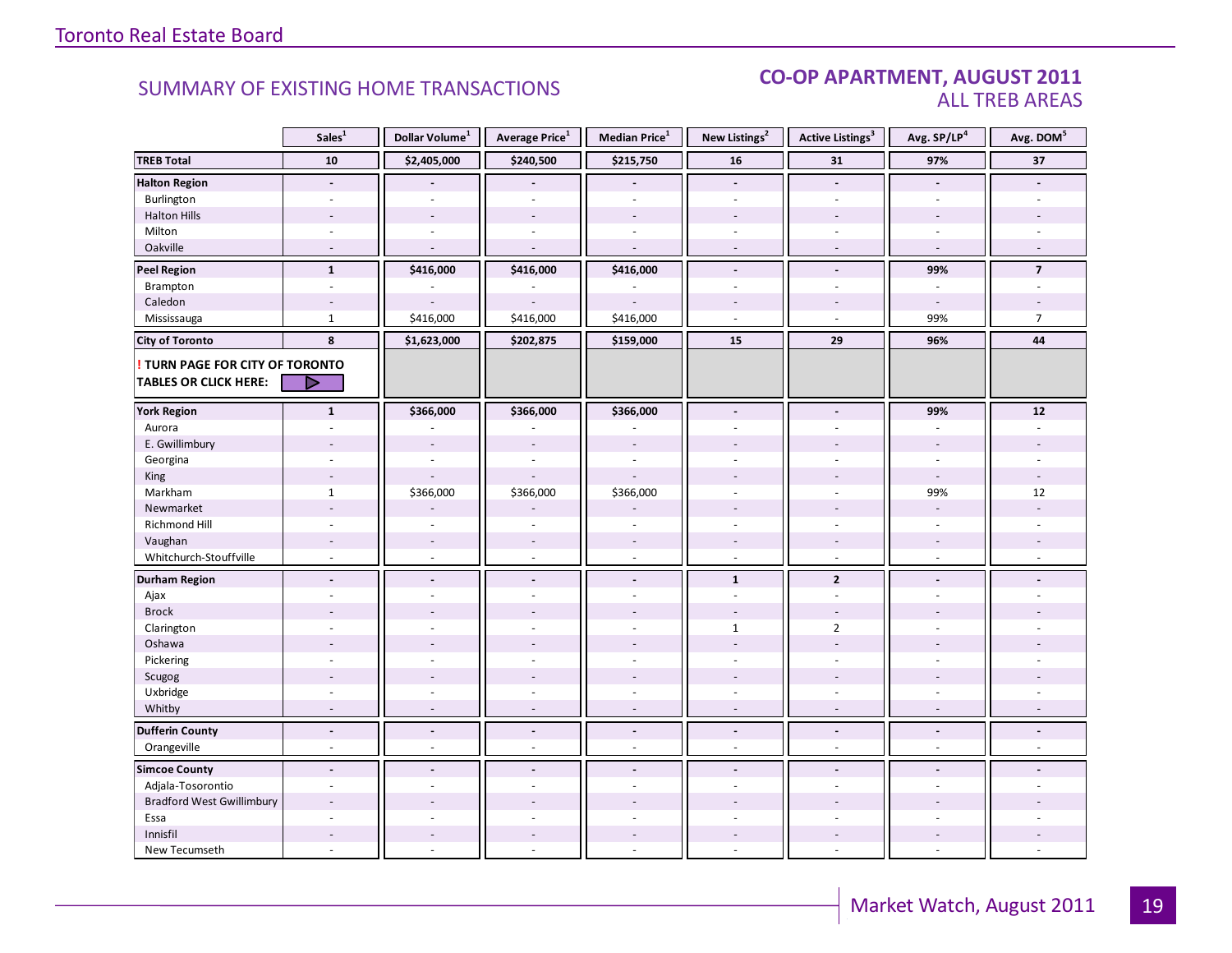# SUMMARY OF EXISTING HOME TRANSACTIONS

## CO-OP APARTMENT, AUGUST 2011
### ALL TREB AREAS

| | Sales[1] | Dollar Volume[1] | Average Price[1] | Median Price[1] | New Listings[2] | Active Listings[3] | Avg. SP/LP[4] | Avg. DOM[5] |
|---|---|---|---|---|---|---|---|---|
| **TREB Total** | **10** | **$2,405,000** | **$240,500** | **$215,750** | **16** | **31** | **97%** | **37** |
| **Halton Region** | **-** | **-** | **-** | **-** | **-** | **-** | **-** | **-** |
| Burlington | - | - | - | - | - | - | - | - |
| Halton Hills | - | - | - | - | - | - | - | - |
| Milton | - | - | - | - | - | - | - | - |
| Oakville | - | - | - | - | - | - | - | - |
| **Peel Region** | **1** | **$416,000** | **$416,000** | **$416,000** | **-** | **-** | **99%** | **7** |
| Brampton | - | - | - | - | - | - | - | - |
| Caledon | - | - | - | - | - | - | - | - |
| Mississauga | 1 | $416,000 | $416,000 | $416,000 | - | - | 99% | 7 |
| **City of Toronto** | **8** | **$1,623,000** | **$202,875** | **$159,000** | **15** | **29** | **96%** | **44** |
| **! TURN PAGE FOR CITY OF TORONTO TABLES OR CLICK HERE:** | | | | | | | | |
| **York Region** | **1** | **$366,000** | **$366,000** | **$366,000** | **-** | **-** | **99%** | **12** |
| Aurora | - | - | - | - | - | - | - | - |
| E. Gwillimbury | - | - | - | - | - | - | - | - |
| Georgina | - | - | - | - | - | - | - | - |
| King | - | - | - | - | - | - | - | - |
| Markham | 1 | $366,000 | $366,000 | $366,000 | - | - | 99% | 12 |
| Newmarket | - | - | - | - | - | - | - | - |
| Richmond Hill | - | - | - | - | - | - | - | - |
| Vaughan | - | - | - | - | - | - | - | - |
| Whitchurch-Stouffville | - | - | - | - | - | - | - | - |
| **Durham Region** | **-** | **-** | **-** | **-** | **1** | **2** | **-** | **-** |
| Ajax | - | - | - | - | - | - | - | - |
| Brock | - | - | - | - | - | - | - | - |
| Clarington | - | - | - | - | 1 | 2 | - | - |
| Oshawa | - | - | - | - | - | - | - | - |
| Pickering | - | - | - | - | - | - | - | - |
| Scugog | - | - | - | - | - | - | - | - |
| Uxbridge | - | - | - | - | - | - | - | - |
| Whitby | - | - | - | - | - | - | - | - |
| **Dufferin County** | **-** | **-** | **-** | **-** | **-** | **-** | **-** | **-** |
| Orangeville | - | - | - | - | - | - | - | - |
| **Simcoe County** | **-** | **-** | **-** | **-** | **-** | **-** | **-** | **-** |
| Adjala-Tosorontio | - | - | - | - | - | - | - | - |
| Bradford West Gwillimbury | - | - | - | - | - | - | - | - |
| Essa | - | - | - | - | - | - | - | - |
| Innisfil | - | - | - | - | - | - | - | - |
| New Tecumseth | - | - | - | - | - | - | - | - |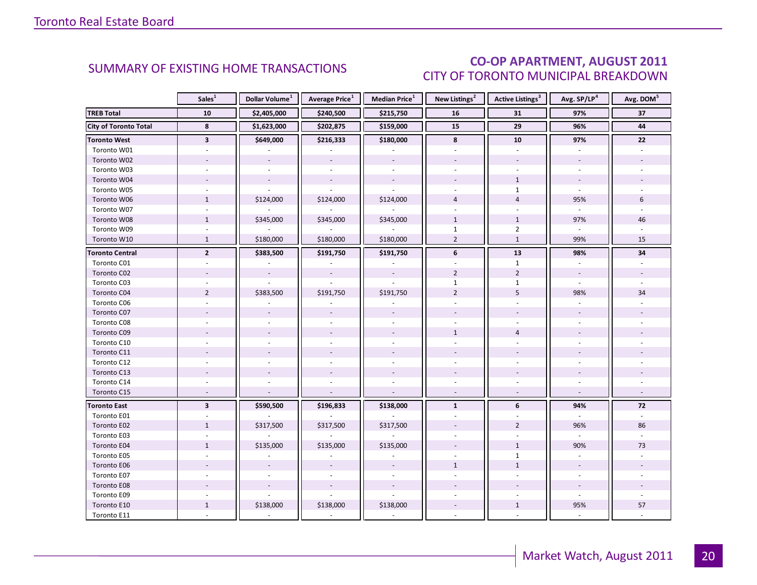## SUMMARY OF EXISTING HOME TRANSACTIONS

## CO-OP APARTMENT, AUGUST 2011
### CITY OF TORONTO MUNICIPAL BREAKDOWN

| | Sales[1] | Dollar Volume[1] | Average Price[1] | Median Price[1] | New Listings[2] | Active Listings[3] | Avg. SP/LP[4] | Avg. DOM[5] |
|---|---|---|---|---|---|---|---|---|
| **TREB Total** | **10** | **$2,405,000** | **$240,500** | **$215,750** | **16** | **31** | **97%** | **37** |
| **City of Toronto Total** | **8** | **$1,623,000** | **$202,875** | **$159,000** | **15** | **29** | **96%** | **44** |
| **Toronto West** | **3** | **$649,000** | **$216,333** | **$180,000** | **8** | **10** | **97%** | **22** |
| Toronto W01 | - | - | - | - | - | - | - | - |
| Toronto W02 | - | - | - | - | - | - | - | - |
| Toronto W03 | - | - | - | - | - | - | - | - |
| Toronto W04 | - | - | - | - | - | 1 | - | - |
| Toronto W05 | - | - | - | - | - | 1 | - | - |
| Toronto W06 | 1 | $124,000 | $124,000 | $124,000 | 4 | 4 | 95% | 6 |
| Toronto W07 | - | - | - | - | - | - | - | - |
| Toronto W08 | 1 | $345,000 | $345,000 | $345,000 | 1 | 1 | 97% | 46 |
| Toronto W09 | - | - | - | - | 1 | 2 | - | - |
| Toronto W10 | 1 | $180,000 | $180,000 | $180,000 | 2 | 1 | 99% | 15 |
| **Toronto Central** | **2** | **$383,500** | **$191,750** | **$191,750** | **6** | **13** | **98%** | **34** |
| Toronto C01 | - | - | - | - | - | 1 | - | - |
| Toronto C02 | - | - | - | - | 2 | 2 | - | - |
| Toronto C03 | - | - | - | - | 1 | 1 | - | - |
| Toronto C04 | 2 | $383,500 | $191,750 | $191,750 | 2 | 5 | 98% | 34 |
| Toronto C06 | - | - | - | - | - | - | - | - |
| Toronto C07 | - | - | - | - | - | - | - | - |
| Toronto C08 | - | - | - | - | - | - | - | - |
| Toronto C09 | - | - | - | - | 1 | 4 | - | - |
| Toronto C10 | - | - | - | - | - | - | - | - |
| Toronto C11 | - | - | - | - | - | - | - | - |
| Toronto C12 | - | - | - | - | - | - | - | - |
| Toronto C13 | - | - | - | - | - | - | - | - |
| Toronto C14 | - | - | - | - | - | - | - | - |
| Toronto C15 | - | - | - | - | - | - | - | - |
| **Toronto East** | **3** | **$590,500** | **$196,833** | **$138,000** | **1** | **6** | **94%** | **72** |
| Toronto E01 | - | - | - | - | - | - | - | - |
| Toronto E02 | 1 | $317,500 | $317,500 | $317,500 | - | 2 | 96% | 86 |
| Toronto E03 | - | - | - | - | - | - | - | - |
| Toronto E04 | 1 | $135,000 | $135,000 | $135,000 | - | 1 | 90% | 73 |
| Toronto E05 | - | - | - | - | - | 1 | - | - |
| Toronto E06 | - | - | - | - | 1 | 1 | - | - |
| Toronto E07 | - | - | - | - | - | - | - | - |
| Toronto E08 | - | - | - | - | - | - | - | - |
| Toronto E09 | - | - | - | - | - | - | - | - |
| Toronto E10 | 1 | $138,000 | $138,000 | $138,000 | - | 1 | 95% | 57 |
| Toronto E11 | - | - | - | - | - | - | - | - |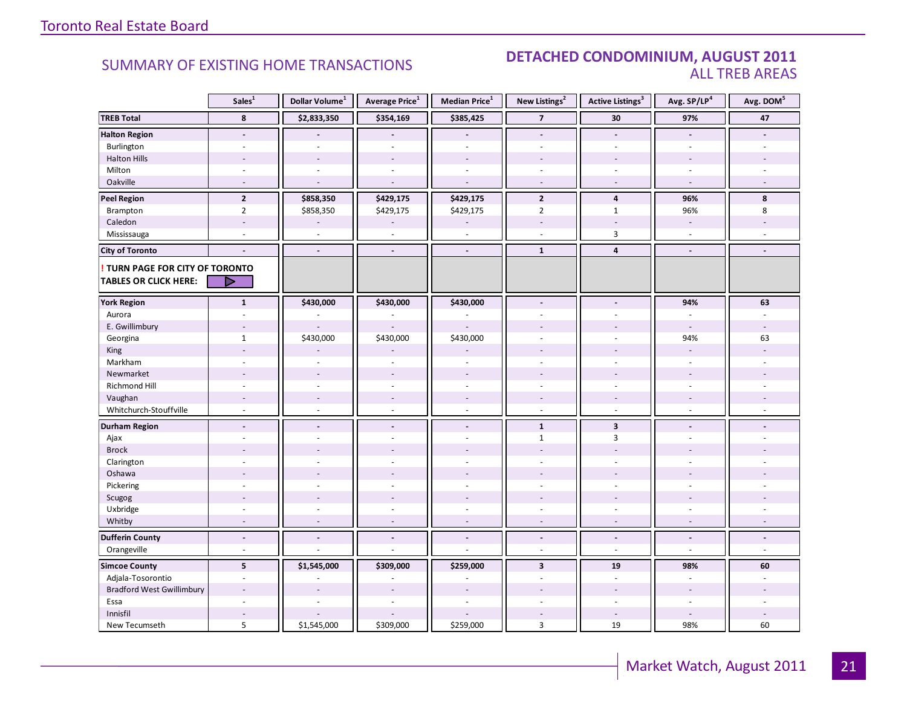# SUMMARY OF EXISTING HOME TRANSACTIONS

## DETACHED CONDOMINIUM, AUGUST 2011
### ALL TREB AREAS

| | Sales[1] | Dollar Volume[1] | Average Price[1] | Median Price[1] | New Listings[2] | Active Listings[3] | Avg. SP/LP[4] | Avg. DOM[5] |
|---|---|---|---|---|---|---|---|---|
| **TREB Total** | **8** | **$2,833,350** | **$354,169** | **$385,425** | **7** | **30** | **97%** | **47** |
| **Halton Region** | **-** | **-** | **-** | **-** | **-** | **-** | **-** | **-** |
| Burlington | - | - | - | - | - | - | - | - |
| Halton Hills | - | - | - | - | - | - | - | - |
| Milton | - | - | - | - | - | - | - | - |
| Oakville | - | - | - | - | - | - | - | - |
| **Peel Region** | **2** | **$858,350** | **$429,175** | **$429,175** | **2** | **4** | **96%** | **8** |
| Brampton | 2 | $858,350 | $429,175 | $429,175 | 2 | 1 | 96% | 8 |
| Caledon | - | - | - | - | - | - | - | - |
| Mississauga | - | - | - | - | - | 3 | - | - |
| **City of Toronto** | **-** | **-** | **-** | **-** | **1** | **4** | **-** | **-** |
| **! TURN PAGE FOR CITY OF TORONTO TABLES OR CLICK HERE:** | | | | | | | | |
| **York Region** | **1** | **$430,000** | **$430,000** | **$430,000** | **-** | **-** | **94%** | **63** |
| Aurora | - | - | - | - | - | - | - | - |
| E. Gwillimbury | - | - | - | - | - | - | - | - |
| Georgina | 1 | $430,000 | $430,000 | $430,000 | - | - | 94% | 63 |
| King | - | - | - | - | - | - | - | - |
| Markham | - | - | - | - | - | - | - | - |
| Newmarket | - | - | - | - | - | - | - | - |
| Richmond Hill | - | - | - | - | - | - | - | - |
| Vaughan | - | - | - | - | - | - | - | - |
| Whitchurch-Stouffville | - | - | - | - | - | - | - | - |
| **Durham Region** | **-** | **-** | **-** | **-** | **1** | **3** | **-** | **-** |
| Ajax | - | - | - | - | 1 | 3 | - | - |
| Brock | - | - | - | - | - | - | - | - |
| Clarington | - | - | - | - | - | - | - | - |
| Oshawa | - | - | - | - | - | - | - | - |
| Pickering | - | - | - | - | - | - | - | - |
| Scugog | - | - | - | - | - | - | - | - |
| Uxbridge | - | - | - | - | - | - | - | - |
| Whitby | - | - | - | - | - | - | - | - |
| **Dufferin County** | **-** | **-** | **-** | **-** | **-** | **-** | **-** | **-** |
| Orangeville | - | - | - | - | - | - | - | - |
| **Simcoe County** | **5** | **$1,545,000** | **$309,000** | **$259,000** | **3** | **19** | **98%** | **60** |
| Adjala-Tosorontio | - | - | - | - | - | - | - | - |
| Bradford West Gwillimbury | - | - | - | - | - | - | - | - |
| Essa | - | - | - | - | - | - | - | - |
| Innisfil | - | - | - | - | - | - | - | - |
| New Tecumseth | 5 | $1,545,000 | $309,000 | $259,000 | 3 | 19 | 98% | 60 |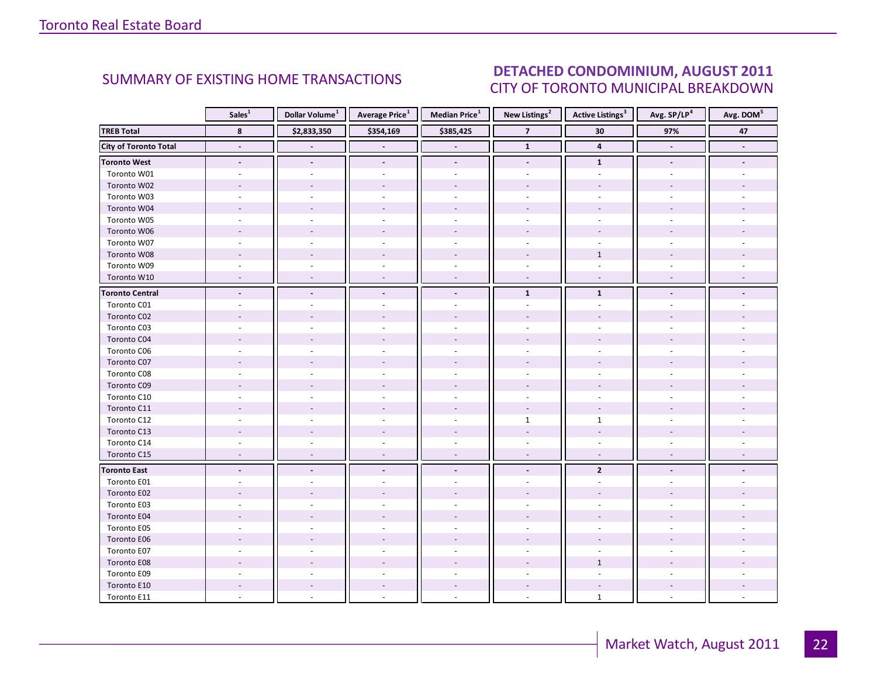## SUMMARY OF EXISTING HOME TRANSACTIONS

## DETACHED CONDOMINIUM, AUGUST 2011
CITY OF TORONTO MUNICIPAL BREAKDOWN

| | Sales[1] | Dollar Volume[1] | Average Price[1] | Median Price[1] | New Listings[2] | Active Listings[3] | Avg. SP/LP[4] | Avg. DOM[5] |
|---|---|---|---|---|---|---|---|---|
| **TREB Total** | **8** | **$2,833,350** | **$354,169** | **$385,425** | **7** | **30** | **97%** | **47** |
| **City of Toronto Total** | **-** | **-** | **-** | **-** | **1** | **4** | **-** | **-** |
| **Toronto West** | **-** | **-** | **-** | **-** | **-** | **1** | **-** | **-** |
| Toronto W01 | - | - | - | - | - | - | - | - |
| Toronto W02 | - | - | - | - | - | - | - | - |
| Toronto W03 | - | - | - | - | - | - | - | - |
| Toronto W04 | - | - | - | - | - | - | - | - |
| Toronto W05 | - | - | - | - | - | - | - | - |
| Toronto W06 | - | - | - | - | - | - | - | - |
| Toronto W07 | - | - | - | - | - | - | - | - |
| Toronto W08 | - | - | - | - | - | 1 | - | - |
| Toronto W09 | - | - | - | - | - | - | - | - |
| Toronto W10 | - | - | - | - | - | - | - | - |
| **Toronto Central** | **-** | **-** | **-** | **-** | **1** | **1** | **-** | **-** |
| Toronto C01 | - | - | - | - | - | - | - | - |
| Toronto C02 | - | - | - | - | - | - | - | - |
| Toronto C03 | - | - | - | - | - | - | - | - |
| Toronto C04 | - | - | - | - | - | - | - | - |
| Toronto C06 | - | - | - | - | - | - | - | - |
| Toronto C07 | - | - | - | - | - | - | - | - |
| Toronto C08 | - | - | - | - | - | - | - | - |
| Toronto C09 | - | - | - | - | - | - | - | - |
| Toronto C10 | - | - | - | - | - | - | - | - |
| Toronto C11 | - | - | - | - | - | - | - | - |
| Toronto C12 | - | - | - | - | 1 | 1 | - | - |
| Toronto C13 | - | - | - | - | - | - | - | - |
| Toronto C14 | - | - | - | - | - | - | - | - |
| Toronto C15 | - | - | - | - | - | - | - | - |
| **Toronto East** | **-** | **-** | **-** | **-** | **-** | **2** | **-** | **-** |
| Toronto E01 | - | - | - | - | - | - | - | - |
| Toronto E02 | - | - | - | - | - | - | - | - |
| Toronto E03 | - | - | - | - | - | - | - | - |
| Toronto E04 | - | - | - | - | - | - | - | - |
| Toronto E05 | - | - | - | - | - | - | - | - |
| Toronto E06 | - | - | - | - | - | - | - | - |
| Toronto E07 | - | - | - | - | - | - | - | - |
| Toronto E08 | - | - | - | - | - | 1 | - | - |
| Toronto E09 | - | - | - | - | - | - | - | - |
| Toronto E10 | - | - | - | - | - | - | - | - |
| Toronto E11 | - | - | - | - | - | 1 | - | - |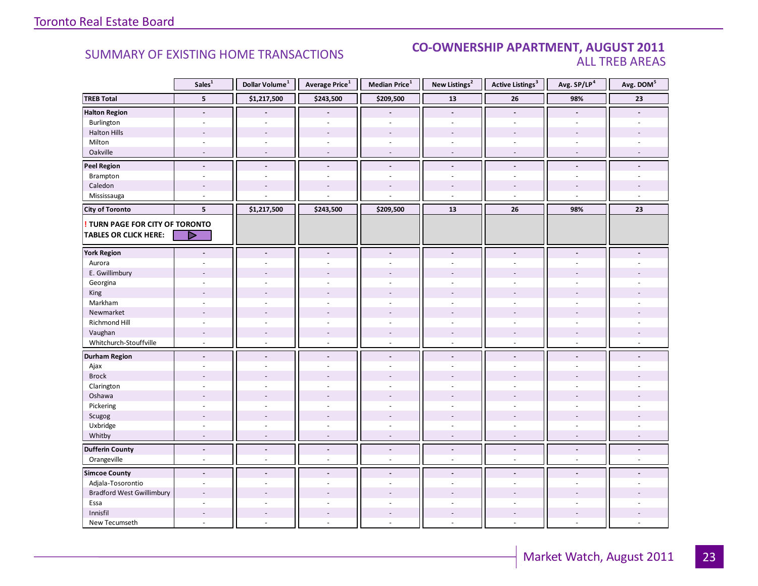## SUMMARY OF EXISTING HOME TRANSACTIONS

## CO-OWNERSHIP APARTMENT, AUGUST 2011
### ALL TREB AREAS

| | Sales[1] | Dollar Volume[1] | Average Price[1] | Median Price[1] | New Listings[2] | Active Listings[3] | Avg. SP/LP[4] | Avg. DOM[5] |
|---|---|---|---|---|---|---|---|---|
| **TREB Total** | **5** | **$1,217,500** | **$243,500** | **$209,500** | **13** | **26** | **98%** | **23** |
| **Halton Region** | **-** | **-** | **-** | **-** | **-** | **-** | **-** | **-** |
| Burlington | - | - | - | - | - | - | - | - |
| Halton Hills | - | - | - | - | - | - | - | - |
| Milton | - | - | - | - | - | - | - | - |
| Oakville | - | - | - | - | - | - | - | - |
| **Peel Region** | **-** | **-** | **-** | **-** | **-** | **-** | **-** | **-** |
| Brampton | - | - | - | - | - | - | - | - |
| Caledon | - | - | - | - | - | - | - | - |
| Mississauga | - | - | - | - | - | - | - | - |
| **City of Toronto** | **5** | **$1,217,500** | **$243,500** | **$209,500** | **13** | **26** | **98%** | **23** |
| **! TURN PAGE FOR CITY OF TORONTO TABLES OR CLICK HERE:** | | | | | | | | |
| **York Region** | **-** | **-** | **-** | **-** | **-** | **-** | **-** | **-** |
| Aurora | - | - | - | - | - | - | - | - |
| E. Gwillimbury | - | - | - | - | - | - | - | - |
| Georgina | - | - | - | - | - | - | - | - |
| King | - | - | - | - | - | - | - | - |
| Markham | - | - | - | - | - | - | - | - |
| Newmarket | - | - | - | - | - | - | - | - |
| Richmond Hill | - | - | - | - | - | - | - | - |
| Vaughan | - | - | - | - | - | - | - | - |
| Whitchurch-Stouffville | - | - | - | - | - | - | - | - |
| **Durham Region** | **-** | **-** | **-** | **-** | **-** | **-** | **-** | **-** |
| Ajax | - | - | - | - | - | - | - | - |
| Brock | - | - | - | - | - | - | - | - |
| Clarington | - | - | - | - | - | - | - | - |
| Oshawa | - | - | - | - | - | - | - | - |
| Pickering | - | - | - | - | - | - | - | - |
| Scugog | - | - | - | - | - | - | - | - |
| Uxbridge | - | - | - | - | - | - | - | - |
| Whitby | - | - | - | - | - | - | - | - |
| **Dufferin County** | **-** | **-** | **-** | **-** | **-** | **-** | **-** | **-** |
| Orangeville | - | - | - | - | - | - | - | - |
| **Simcoe County** | **-** | **-** | **-** | **-** | **-** | **-** | **-** | **-** |
| Adjala-Tosorontio | - | - | - | - | - | - | - | - |
| Bradford West Gwillimbury | - | - | - | - | - | - | - | - |
| Essa | - | - | - | - | - | - | - | - |
| Innisfil | - | - | - | - | - | - | - | - |
| New Tecumseth | - | - | - | - | - | - | - | - |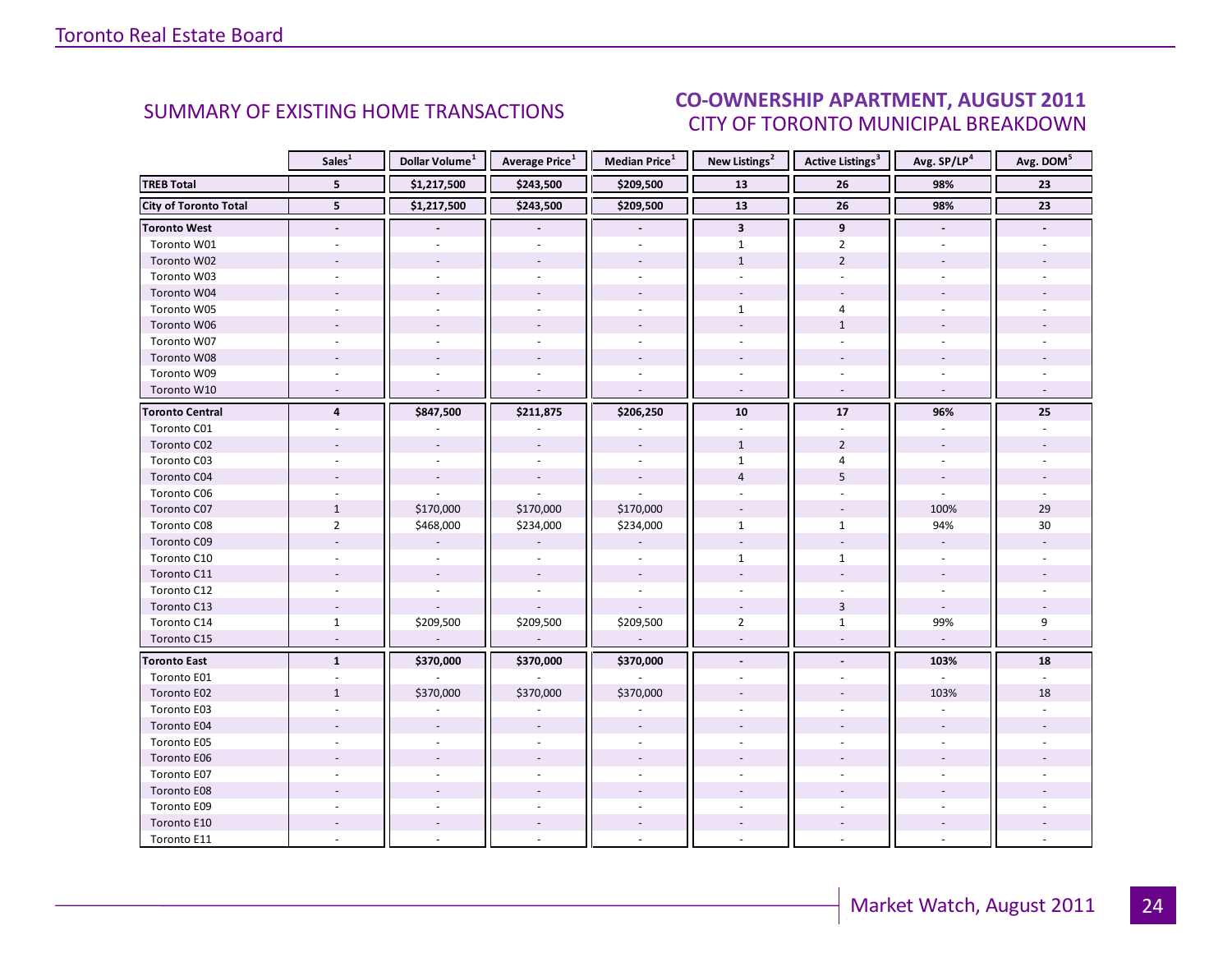Toronto Real Estate Board

## SUMMARY OF EXISTING HOME TRANSACTIONS

## CO-OWNERSHIP APARTMENT, AUGUST 2011
### CITY OF TORONTO MUNICIPAL BREAKDOWN

| | Sales[1] | Dollar Volume[1] | Average Price[1] | Median Price[1] | New Listings[2] | Active Listings[3] | Avg. SP/LP[4] | Avg. DOM[5] |
|---|---|---|---|---|---|---|---|---|
| **TREB Total** | **5** | **$1,217,500** | **$243,500** | **$209,500** | **13** | **26** | **98%** | **23** |
| **City of Toronto Total** | **5** | **$1,217,500** | **$243,500** | **$209,500** | **13** | **26** | **98%** | **23** |
| **Toronto West** | **-** | **-** | **-** | **-** | **3** | **9** | **-** | **-** |
| Toronto W01 | - | - | - | - | 1 | 2 | - | - |
| Toronto W02 | - | - | - | - | 1 | 2 | - | - |
| Toronto W03 | - | - | - | - | - | - | - | - |
| Toronto W04 | - | - | - | - | - | - | - | - |
| Toronto W05 | - | - | - | - | 1 | 4 | - | - |
| Toronto W06 | - | - | - | - | - | 1 | - | - |
| Toronto W07 | - | - | - | - | - | - | - | - |
| Toronto W08 | - | - | - | - | - | - | - | - |
| Toronto W09 | - | - | - | - | - | - | - | - |
| Toronto W10 | - | - | - | - | - | - | - | - |
| **Toronto Central** | **4** | **$847,500** | **$211,875** | **$206,250** | **10** | **17** | **96%** | **25** |
| Toronto C01 | - | - | - | - | - | - | - | - |
| Toronto C02 | - | - | - | - | 1 | 2 | - | - |
| Toronto C03 | - | - | - | - | 1 | 4 | - | - |
| Toronto C04 | - | - | - | - | 4 | 5 | - | - |
| Toronto C06 | - | - | - | - | - | - | - | - |
| Toronto C07 | 1 | $170,000 | $170,000 | $170,000 | - | - | 100% | 29 |
| Toronto C08 | 2 | $468,000 | $234,000 | $234,000 | 1 | 1 | 94% | 30 |
| Toronto C09 | - | - | - | - | - | - | - | - |
| Toronto C10 | - | - | - | - | 1 | 1 | - | - |
| Toronto C11 | - | - | - | - | - | - | - | - |
| Toronto C12 | - | - | - | - | - | - | - | - |
| Toronto C13 | - | - | - | - | - | 3 | - | - |
| Toronto C14 | 1 | $209,500 | $209,500 | $209,500 | 2 | 1 | 99% | 9 |
| Toronto C15 | - | - | - | - | - | - | - | - |
| **Toronto East** | **1** | **$370,000** | **$370,000** | **$370,000** | **-** | **-** | **103%** | **18** |
| Toronto E01 | - | - | - | - | - | - | - | - |
| Toronto E02 | 1 | $370,000 | $370,000 | $370,000 | - | - | 103% | 18 |
| Toronto E03 | - | - | - | - | - | - | - | - |
| Toronto E04 | - | - | - | - | - | - | - | - |
| Toronto E05 | - | - | - | - | - | - | - | - |
| Toronto E06 | - | - | - | - | - | - | - | - |
| Toronto E07 | - | - | - | - | - | - | - | - |
| Toronto E08 | - | - | - | - | - | - | - | - |
| Toronto E09 | - | - | - | - | - | - | - | - |
| Toronto E10 | - | - | - | - | - | - | - | - |
| Toronto E11 | - | - | - | - | - | - | - | - |

Market Watch, August 2011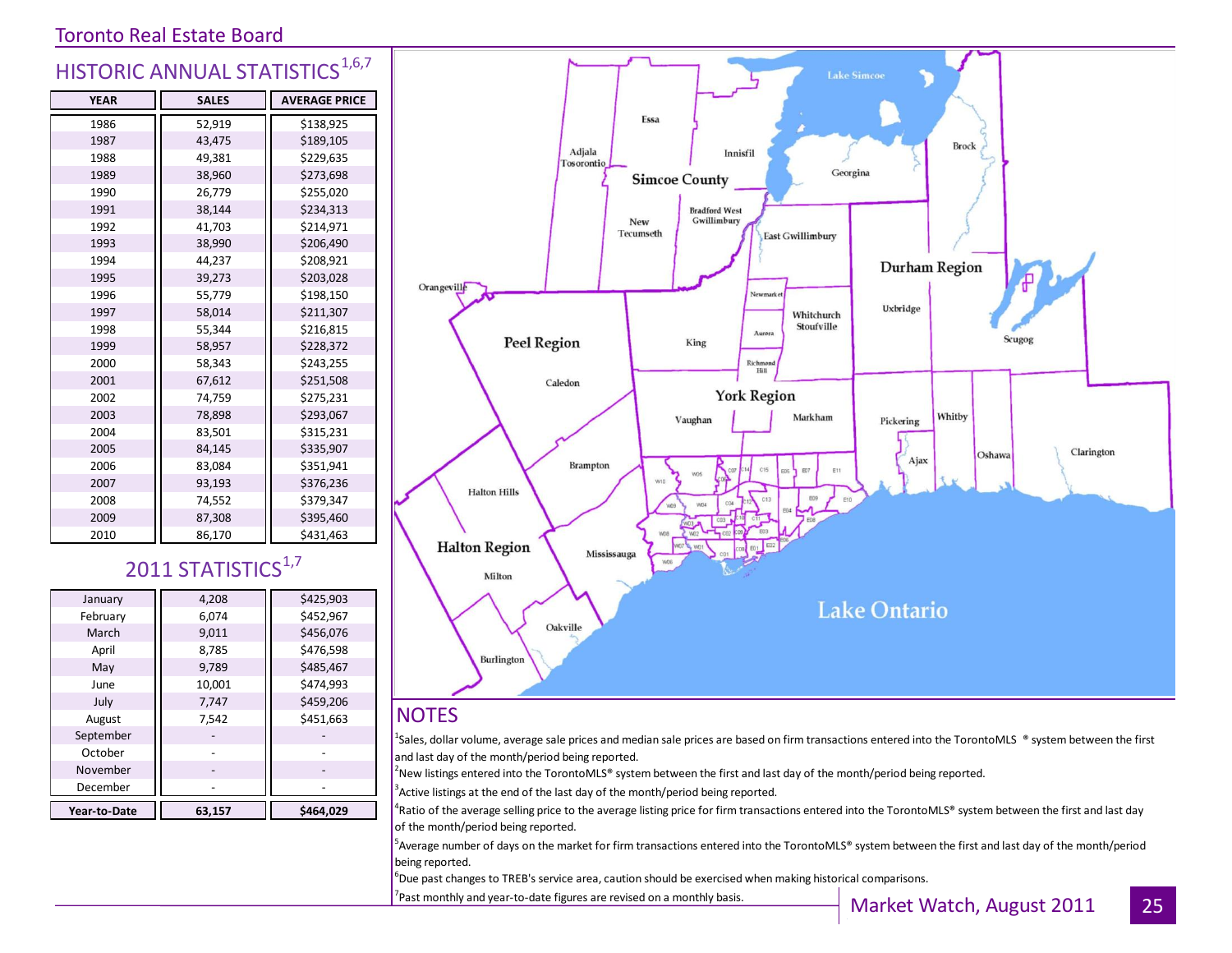# HISTORIC ANNUAL STATISTICS[1,6,7]

| YEAR | SALES | AVERAGE PRICE |
|---|---|---|
| 1986 | 52,919 | $138,925 |
| 1987 | 43,475 | $189,105 |
| 1988 | 49,381 | $229,635 |
| 1989 | 38,960 | $273,698 |
| 1990 | 26,779 | $255,020 |
| 1991 | 38,144 | $234,313 |
| 1992 | 41,703 | $214,971 |
| 1993 | 38,990 | $206,490 |
| 1994 | 44,237 | $208,921 |
| 1995 | 39,273 | $203,028 |
| 1996 | 55,779 | $198,150 |
| 1997 | 58,014 | $211,307 |
| 1998 | 55,344 | $216,815 |
| 1999 | 58,957 | $228,372 |
| 2000 | 58,343 | $243,255 |
| 2001 | 67,612 | $251,508 |
| 2002 | 74,759 | $275,231 |
| 2003 | 78,898 | $293,067 |
| 2004 | 83,501 | $315,231 |
| 2005 | 84,145 | $335,907 |
| 2006 | 83,084 | $351,941 |
| 2007 | 93,193 | $376,236 |
| 2008 | 74,552 | $379,347 |
| 2009 | 87,308 | $395,460 |
| 2010 | 86,170 | $431,463 |

## 2011 STATISTICS[1,7]

| | | |
|---|---|---|
| January | 4,208 | $425,903 |
| February | 6,074 | $452,967 |
| March | 9,011 | $456,076 |
| April | 8,785 | $476,598 |
| May | 9,789 | $485,467 |
| June | 10,001 | $474,993 |
| July | 7,747 | $459,206 |
| August | 7,542 | $451,663 |
| September | - | - |
| October | - | - |
| November | - | - |
| December | - | - |
| **Year-to-Date** | **63,157** | **$464,029** |

Lake Simcoe
Essa
Adjala Tosorontio
Innisfil
Brock
Simcoe County
Georgina
Bradford West Gwillimbury
New Tecumseth
East Gwillimbury
Durham Region
Orangeville
Newmarket
Whitchurch Stoufville
Uxbridge
Aurora
Peel Region
King
Scugog
Richmond Hill
Caledon
York Region
Vaughan
Markham
Pickering
Whitby
Brampton
Ajax
Oshawa
Clarington
Halton Hills
Halton Region
Mississauga
Milton
Lake Ontario
Oakville
Burlington

## NOTES

[1]Sales, dollar volume, average sale prices and median sale prices are based on firm transactions entered into the TorontoMLS ® system between the first and last day of the month/period being reported.

[2]New listings entered into the TorontoMLS® system between the first and last day of the month/period being reported.

[3]Active listings at the end of the last day of the month/period being reported.

[4]Ratio of the average selling price to the average listing price for firm transactions entered into the TorontoMLS® system between the first and last day of the month/period being reported.

[5]Average number of days on the market for firm transactions entered into the TorontoMLS® system between the first and last day of the month/period being reported.

[6]Due past changes to TREB's service area, caution should be exercised when making historical comparisons.

[7]Past monthly and year-to-date figures are revised on a monthly basis.